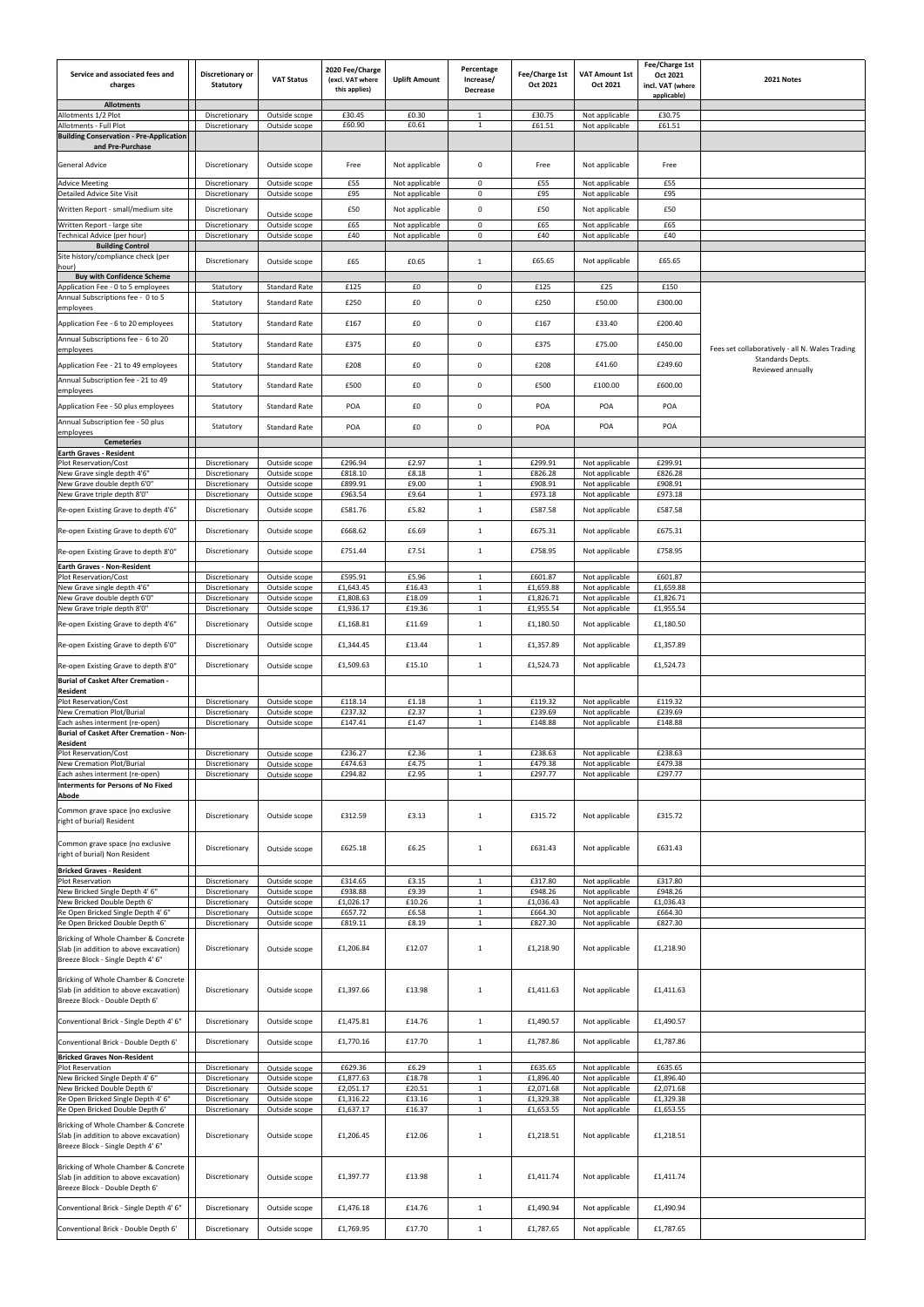| Service and associated fees and charges | Discretionary or Statutory | VAT Status | 2020 Fee/Charge (excl. VAT where this applies) | Uplift Amount | Percentage Increase/ Decrease | Fee/Charge 1st Oct 2021 | VAT Amount 1st Oct 2021 | Fee/Charge 1st Oct 2021 incl. VAT (where applicable) | 2021 Notes |
|---|---|---|---|---|---|---|---|---|---|
| **Allotments** | | | | | | | | | |
| Allotments 1/2 Plot | Discretionary | Outside scope | £30.45 | £0.30 | 1 | £30.75 | Not applicable | £30.75 | |
| Allotments - Full Plot | Discretionary | Outside scope | £60.90 | £0.61 | 1 | £61.51 | Not applicable | £61.51 | |
| **Building Conservation - Pre-Application and Pre-Purchase** | | | | | | | | | |
| General Advice | Discretionary | Outside scope | Free | Not applicable | 0 | Free | Not applicable | Free | |
| Advice Meeting | Discretionary | Outside scope | £55 | Not applicable | 0 | £55 | Not applicable | £55 | |
| Detailed Advice Site Visit | Discretionary | Outside scope | £95 | Not applicable | 0 | £95 | Not applicable | £95 | |
| Written Report - small/medium site | Discretionary | Outside scope | £50 | Not applicable | 0 | £50 | Not applicable | £50 | |
| Written Report - large site | Discretionary | Outside scope | £65 | Not applicable | 0 | £65 | Not applicable | £65 | |
| Technical Advice (per hour) | Discretionary | Outside scope | £40 | Not applicable | 0 | £40 | Not applicable | £40 | |
| **Building Control** | | | | | | | | | |
| Site history/compliance check (per hour) | Discretionary | Outside scope | £65 | £0.65 | 1 | £65.65 | Not applicable | £65.65 | |
| **Buy with Confidence Scheme** | | | | | | | | | |
| Application Fee - 0 to 5 employees | Statutory | Standard Rate | £125 | £0 | 0 | £125 | £25 | £150 | Fees set collaboratively - all N. Wales Trading Standards Depts. Reviewed annually |
| Annual Subscriptions fee - 0 to 5 employees | Statutory | Standard Rate | £250 | £0 | 0 | £250 | £50.00 | £300.00 | |
| Application Fee - 6 to 20 employees | Statutory | Standard Rate | £167 | £0 | 0 | £167 | £33.40 | £200.40 | |
| Annual Subscriptions fee - 6 to 20 employees | Statutory | Standard Rate | £375 | £0 | 0 | £375 | £75.00 | £450.00 | |
| Application Fee - 21 to 49 employees | Statutory | Standard Rate | £208 | £0 | 0 | £208 | £41.60 | £249.60 | |
| Annual Subscription fee - 21 to 49 employees | Statutory | Standard Rate | £500 | £0 | 0 | £500 | £100.00 | £600.00 | |
| Application Fee - 50 plus employees | Statutory | Standard Rate | POA | £0 | 0 | POA | POA | POA | |
| Annual Subscription fee - 50 plus employees | Statutory | Standard Rate | POA | £0 | 0 | POA | POA | POA | |
| **Cemeteries** | | | | | | | | | |
| **Earth Graves - Resident** | | | | | | | | | |
| Plot Reservation/Cost | Discretionary | Outside scope | £296.94 | £2.97 | 1 | £299.91 | Not applicable | £299.91 | |
| New Grave single depth 4'6" | Discretionary | Outside scope | £818.10 | £8.18 | 1 | £826.28 | Not applicable | £826.28 | |
| New Grave double depth 6'0" | Discretionary | Outside scope | £899.91 | £9.00 | 1 | £908.91 | Not applicable | £908.91 | |
| New Grave triple depth 8'0" | Discretionary | Outside scope | £963.54 | £9.64 | 1 | £973.18 | Not applicable | £973.18 | |
| Re-open Existing Grave to depth 4'6" | Discretionary | Outside scope | £581.76 | £5.82 | 1 | £587.58 | Not applicable | £587.58 | |
| Re-open Existing Grave to depth 6'0" | Discretionary | Outside scope | £668.62 | £6.69 | 1 | £675.31 | Not applicable | £675.31 | |
| Re-open Existing Grave to depth 8'0" | Discretionary | Outside scope | £751.44 | £7.51 | 1 | £758.95 | Not applicable | £758.95 | |
| **Earth Graves - Non-Resident** | | | | | | | | | |
| Plot Reservation/Cost | Discretionary | Outside scope | £595.91 | £5.96 | 1 | £601.87 | Not applicable | £601.87 | |
| New Grave single depth 4'6" | Discretionary | Outside scope | £1,643.45 | £16.43 | 1 | £1,659.88 | Not applicable | £1,659.88 | |
| New Grave double depth 6'0" | Discretionary | Outside scope | £1,808.63 | £18.09 | 1 | £1,826.71 | Not applicable | £1,826.71 | |
| New Grave triple depth 8'0" | Discretionary | Outside scope | £1,936.17 | £19.36 | 1 | £1,955.54 | Not applicable | £1,955.54 | |
| Re-open Existing Grave to depth 4'6" | Discretionary | Outside scope | £1,168.81 | £11.69 | 1 | £1,180.50 | Not applicable | £1,180.50 | |
| Re-open Existing Grave to depth 6'0" | Discretionary | Outside scope | £1,344.45 | £13.44 | 1 | £1,357.89 | Not applicable | £1,357.89 | |
| Re-open Existing Grave to depth 8'0" | Discretionary | Outside scope | £1,509.63 | £15.10 | 1 | £1,524.73 | Not applicable | £1,524.73 | |
| **Burial of Casket After Cremation - Resident** | | | | | | | | | |
| Plot Reservation/Cost | Discretionary | Outside scope | £118.14 | £1.18 | 1 | £119.32 | Not applicable | £119.32 | |
| New Cremation Plot/Burial | Discretionary | Outside scope | £237.32 | £2.37 | 1 | £239.69 | Not applicable | £239.69 | |
| Each ashes interment (re-open) | Discretionary | Outside scope | £147.41 | £1.47 | 1 | £148.88 | Not applicable | £148.88 | |
| **Burial of Casket After Cremation - Non-Resident** | | | | | | | | | |
| Plot Reservation/Cost | Discretionary | Outside scope | £236.27 | £2.36 | 1 | £238.63 | Not applicable | £238.63 | |
| New Cremation Plot/Burial | Discretionary | Outside scope | £474.63 | £4.75 | 1 | £479.38 | Not applicable | £479.38 | |
| Each ashes interment (re-open) | Discretionary | Outside scope | £294.82 | £2.95 | 1 | £297.77 | Not applicable | £297.77 | |
| **Interments for Persons of No Fixed Abode** | | | | | | | | | |
| Common grave space (no exclusive right of burial) Resident | Discretionary | Outside scope | £312.59 | £3.13 | 1 | £315.72 | Not applicable | £315.72 | |
| Common grave space (no exclusive right of burial) Non Resident | Discretionary | Outside scope | £625.18 | £6.25 | 1 | £631.43 | Not applicable | £631.43 | |
| **Bricked Graves - Resident** | | | | | | | | | |
| Plot Reservation | Discretionary | Outside scope | £314.65 | £3.15 | 1 | £317.80 | Not applicable | £317.80 | |
| New Bricked Single Depth 4' 6" | Discretionary | Outside scope | £938.88 | £9.39 | 1 | £948.26 | Not applicable | £948.26 | |
| New Bricked Double Depth 6' | Discretionary | Outside scope | £1,026.17 | £10.26 | 1 | £1,036.43 | Not applicable | £1,036.43 | |
| Re Open Bricked Single Depth 4' 6" | Discretionary | Outside scope | £657.72 | £6.58 | 1 | £664.30 | Not applicable | £664.30 | |
| Re Open Bricked Double Depth 6' | Discretionary | Outside scope | £819.11 | £8.19 | 1 | £827.30 | Not applicable | £827.30 | |
| Bricking of Whole Chamber & Concrete Slab (in addition to above excavation) Breeze Block - Single Depth 4' 6" | Discretionary | Outside scope | £1,206.84 | £12.07 | 1 | £1,218.90 | Not applicable | £1,218.90 | |
| Bricking of Whole Chamber & Concrete Slab (in addition to above excavation) Breeze Block - Double Depth 6' | Discretionary | Outside scope | £1,397.66 | £13.98 | 1 | £1,411.63 | Not applicable | £1,411.63 | |
| Conventional Brick - Single Depth 4' 6" | Discretionary | Outside scope | £1,475.81 | £14.76 | 1 | £1,490.57 | Not applicable | £1,490.57 | |
| Conventional Brick - Double Depth 6' | Discretionary | Outside scope | £1,770.16 | £17.70 | 1 | £1,787.86 | Not applicable | £1,787.86 | |
| **Bricked Graves Non-Resident** | | | | | | | | | |
| Plot Reservation | Discretionary | Outside scope | £629.36 | £6.29 | 1 | £635.65 | Not applicable | £635.65 | |
| New Bricked Single Depth 4' 6" | Discretionary | Outside scope | £1,877.63 | £18.78 | 1 | £1,896.40 | Not applicable | £1,896.40 | |
| New Bricked Double Depth 6' | Discretionary | Outside scope | £2,051.17 | £20.51 | 1 | £2,071.68 | Not applicable | £2,071.68 | |
| Re Open Bricked Single Depth 4' 6" | Discretionary | Outside scope | £1,316.22 | £13.16 | 1 | £1,329.38 | Not applicable | £1,329.38 | |
| Re Open Bricked Double Depth 6' | Discretionary | Outside scope | £1,637.17 | £16.37 | 1 | £1,653.55 | Not applicable | £1,653.55 | |
| Bricking of Whole Chamber & Concrete Slab (in addition to above excavation) Breeze Block - Single Depth 4' 6" | Discretionary | Outside scope | £1,206.45 | £12.06 | 1 | £1,218.51 | Not applicable | £1,218.51 | |
| Bricking of Whole Chamber & Concrete Slab (in addition to above excavation) Breeze Block - Double Depth 6' | Discretionary | Outside scope | £1,397.77 | £13.98 | 1 | £1,411.74 | Not applicable | £1,411.74 | |
| Conventional Brick - Single Depth 4' 6" | Discretionary | Outside scope | £1,476.18 | £14.76 | 1 | £1,490.94 | Not applicable | £1,490.94 | |
| Conventional Brick - Double Depth 6' | Discretionary | Outside scope | £1,769.95 | £17.70 | 1 | £1,787.65 | Not applicable | £1,787.65 | |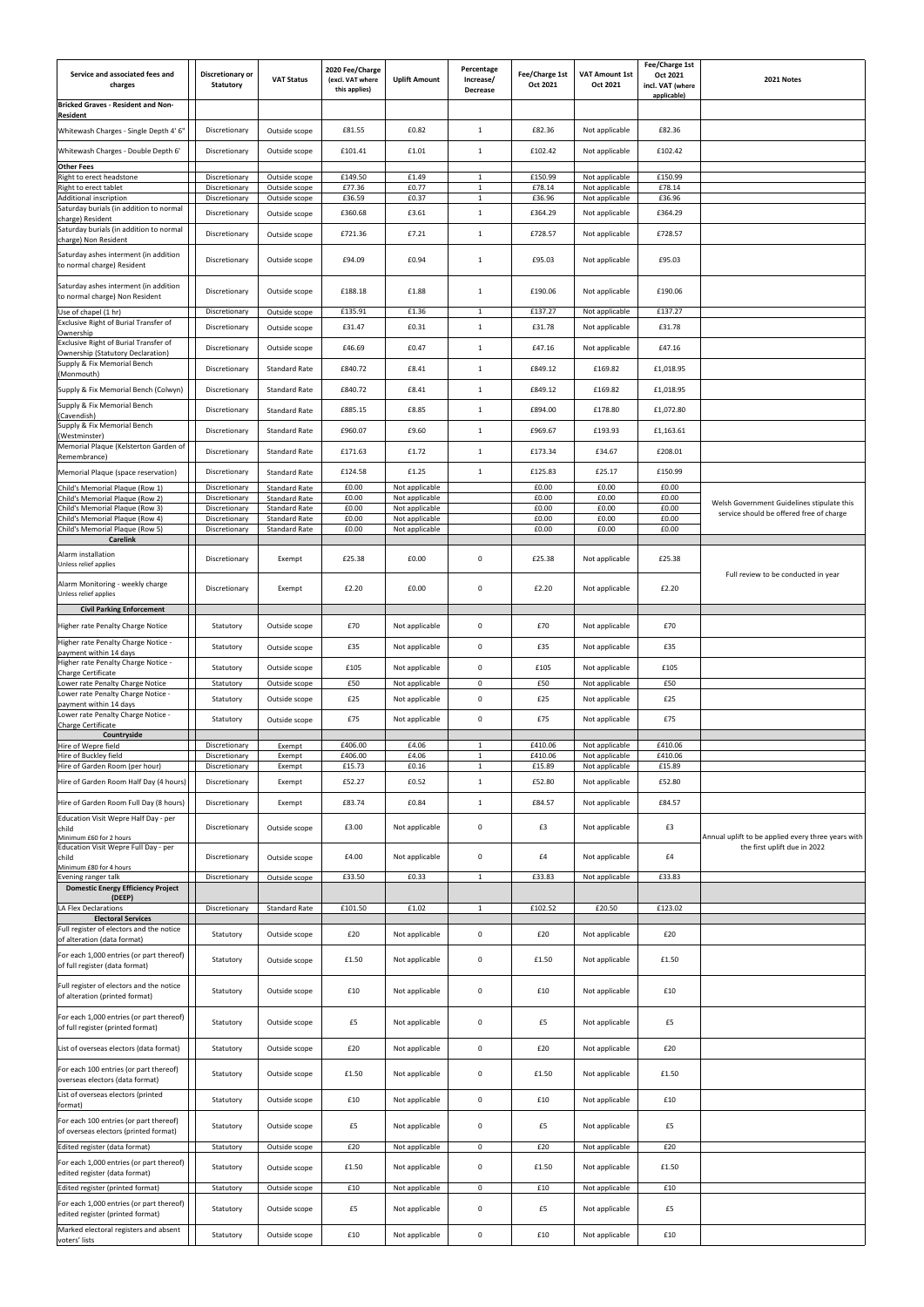| Service and associated fees and charges | Discretionary or Statutory | VAT Status | 2020 Fee/Charge (excl. VAT where this applies) | Uplift Amount | Percentage Increase/ Decrease | Fee/Charge 1st Oct 2021 | VAT Amount 1st Oct 2021 | Fee/Charge 1st Oct 2021 incl. VAT (where applicable) | 2021 Notes |
|---|---|---|---|---|---|---|---|---|---|
| **Bricked Graves - Resident and Non-Resident** | | | | | | | | | |
| Whitewash Charges - Single Depth 4' 6" | Discretionary | Outside scope | £81.55 | £0.82 | 1 | £82.36 | Not applicable | £82.36 | |
| Whitewash Charges - Double Depth 6' | Discretionary | Outside scope | £101.41 | £1.01 | 1 | £102.42 | Not applicable | £102.42 | |
| **Other Fees** | | | | | | | | | |
| Right to erect headstone | Discretionary | Outside scope | £149.50 | £1.49 | 1 | £150.99 | Not applicable | £150.99 | |
| Right to erect tablet | Discretionary | Outside scope | £77.36 | £0.77 | 1 | £78.14 | Not applicable | £78.14 | |
| Additional inscription | Discretionary | Outside scope | £36.59 | £0.37 | 1 | £36.96 | Not applicable | £36.96 | |
| Saturday burials (in addition to normal charge) Resident | Discretionary | Outside scope | £360.68 | £3.61 | 1 | £364.29 | Not applicable | £364.29 | |
| Saturday burials (in addition to normal charge) Non Resident | Discretionary | Outside scope | £721.36 | £7.21 | 1 | £728.57 | Not applicable | £728.57 | |
| Saturday ashes interment (in addition to normal charge) Resident | Discretionary | Outside scope | £94.09 | £0.94 | 1 | £95.03 | Not applicable | £95.03 | |
| Saturday ashes interment (in addition to normal charge) Non Resident | Discretionary | Outside scope | £188.18 | £1.88 | 1 | £190.06 | Not applicable | £190.06 | |
| Use of chapel (1 hr) | Discretionary | Outside scope | £135.91 | £1.36 | 1 | £137.27 | Not applicable | £137.27 | |
| Exclusive Right of Burial Transfer of Ownership | Discretionary | Outside scope | £31.47 | £0.31 | 1 | £31.78 | Not applicable | £31.78 | |
| Exclusive Right of Burial Transfer of Ownership (Statutory Declaration) | Discretionary | Outside scope | £46.69 | £0.47 | 1 | £47.16 | Not applicable | £47.16 | |
| Supply & Fix Memorial Bench (Monmouth) | Discretionary | Standard Rate | £840.72 | £8.41 | 1 | £849.12 | £169.82 | £1,018.95 | |
| Supply & Fix Memorial Bench (Colwyn) | Discretionary | Standard Rate | £840.72 | £8.41 | 1 | £849.12 | £169.82 | £1,018.95 | |
| Supply & Fix Memorial Bench (Cavendish) | Discretionary | Standard Rate | £885.15 | £8.85 | 1 | £894.00 | £178.80 | £1,072.80 | |
| Supply & Fix Memorial Bench (Westminster) | Discretionary | Standard Rate | £960.07 | £9.60 | 1 | £969.67 | £193.93 | £1,163.61 | |
| Memorial Plaque (Kelsterton Garden of Remembrance) | Discretionary | Standard Rate | £171.63 | £1.72 | 1 | £173.34 | £34.67 | £208.01 | |
| Memorial Plaque (space reservation) | Discretionary | Standard Rate | £124.58 | £1.25 | 1 | £125.83 | £25.17 | £150.99 | |
| Child's Memorial Plaque (Row 1) | Discretionary | Standard Rate | £0.00 | Not applicable | | £0.00 | £0.00 | £0.00 | Welsh Government Guidelines stipulate this service should be offered free of charge |
| Child's Memorial Plaque (Row 2) | Discretionary | Standard Rate | £0.00 | Not applicable | | £0.00 | £0.00 | £0.00 | |
| Child's Memorial Plaque (Row 3) | Discretionary | Standard Rate | £0.00 | Not applicable | | £0.00 | £0.00 | £0.00 | |
| Child's Memorial Plaque (Row 4) | Discretionary | Standard Rate | £0.00 | Not applicable | | £0.00 | £0.00 | £0.00 | |
| Child's Memorial Plaque (Row 5) | Discretionary | Standard Rate | £0.00 | Not applicable | | £0.00 | £0.00 | £0.00 | |
| **Carelink** | | | | | | | | | |
| Alarm installation<br>Unless relief applies | Discretionary | Exempt | £25.38 | £0.00 | 0 | £25.38 | Not applicable | £25.38 | Full review to be conducted in year |
| Alarm Monitoring - weekly charge<br>Unless relief applies | Discretionary | Exempt | £2.20 | £0.00 | 0 | £2.20 | Not applicable | £2.20 | |
| **Civil Parking Enforcement** | | | | | | | | | |
| Higher rate Penalty Charge Notice | Statutory | Outside scope | £70 | Not applicable | 0 | £70 | Not applicable | £70 | |
| Higher rate Penalty Charge Notice - payment within 14 days | Statutory | Outside scope | £35 | Not applicable | 0 | £35 | Not applicable | £35 | |
| Higher rate Penalty Charge Notice - Charge Certificate | Statutory | Outside scope | £105 | Not applicable | 0 | £105 | Not applicable | £105 | |
| Lower rate Penalty Charge Notice | Statutory | Outside scope | £50 | Not applicable | 0 | £50 | Not applicable | £50 | |
| Lower rate Penalty Charge Notice - payment within 14 days | Statutory | Outside scope | £25 | Not applicable | 0 | £25 | Not applicable | £25 | |
| Lower rate Penalty Charge Notice - Charge Certificate | Statutory | Outside scope | £75 | Not applicable | 0 | £75 | Not applicable | £75 | |
| **Countryside** | | | | | | | | | |
| Hire of Wepre field | Discretionary | Exempt | £406.00 | £4.06 | 1 | £410.06 | Not applicable | £410.06 | |
| Hire of Buckley field | Discretionary | Exempt | £406.00 | £4.06 | 1 | £410.06 | Not applicable | £410.06 | |
| Hire of Garden Room (per hour) | Discretionary | Exempt | £15.73 | £0.16 | 1 | £15.89 | Not applicable | £15.89 | |
| Hire of Garden Room Half Day (4 hours) | Discretionary | Exempt | £52.27 | £0.52 | 1 | £52.80 | Not applicable | £52.80 | |
| Hire of Garden Room Full Day (8 hours) | Discretionary | Exempt | £83.74 | £0.84 | 1 | £84.57 | Not applicable | £84.57 | |
| Education Visit Wepre Half Day - per child<br>Minimum £60 for 2 hours | Discretionary | Outside scope | £3.00 | Not applicable | 0 | £3 | Not applicable | £3 | Annual uplift to be applied every three years with the first uplift due in 2022 |
| Education Visit Wepre Full Day - per child<br>Minimum £80 for 4 hours | Discretionary | Outside scope | £4.00 | Not applicable | 0 | £4 | Not applicable | £4 | |
| Evening ranger talk | Discretionary | Outside scope | £33.50 | £0.33 | 1 | £33.83 | Not applicable | £33.83 | |
| **Domestic Energy Efficiency Project (DEEP)** | | | | | | | | | |
| LA Flex Declarations | Discretionary | Standard Rate | £101.50 | £1.02 | 1 | £102.52 | £20.50 | £123.02 | |
| **Electoral Services** | | | | | | | | | |
| Full register of electors and the notice of alteration (data format) | Statutory | Outside scope | £20 | Not applicable | 0 | £20 | Not applicable | £20 | |
| For each 1,000 entries (or part thereof) of full register (data format) | Statutory | Outside scope | £1.50 | Not applicable | 0 | £1.50 | Not applicable | £1.50 | |
| Full register of electors and the notice of alteration (printed format) | Statutory | Outside scope | £10 | Not applicable | 0 | £10 | Not applicable | £10 | |
| For each 1,000 entries (or part thereof) of full register (printed format) | Statutory | Outside scope | £5 | Not applicable | 0 | £5 | Not applicable | £5 | |
| List of overseas electors (data format) | Statutory | Outside scope | £20 | Not applicable | 0 | £20 | Not applicable | £20 | |
| For each 100 entries (or part thereof) overseas electors (data format) | Statutory | Outside scope | £1.50 | Not applicable | 0 | £1.50 | Not applicable | £1.50 | |
| List of overseas electors (printed format) | Statutory | Outside scope | £10 | Not applicable | 0 | £10 | Not applicable | £10 | |
| For each 100 entries (or part thereof) of overseas electors (printed format) | Statutory | Outside scope | £5 | Not applicable | 0 | £5 | Not applicable | £5 | |
| Edited register (data format) | Statutory | Outside scope | £20 | Not applicable | 0 | £20 | Not applicable | £20 | |
| For each 1,000 entries (or part thereof) edited register (data format) | Statutory | Outside scope | £1.50 | Not applicable | 0 | £1.50 | Not applicable | £1.50 | |
| Edited register (printed format) | Statutory | Outside scope | £10 | Not applicable | 0 | £10 | Not applicable | £10 | |
| For each 1,000 entries (or part thereof) edited register (printed format) | Statutory | Outside scope | £5 | Not applicable | 0 | £5 | Not applicable | £5 | |
| Marked electoral registers and absent voters' lists | Statutory | Outside scope | £10 | Not applicable | 0 | £10 | Not applicable | £10 | |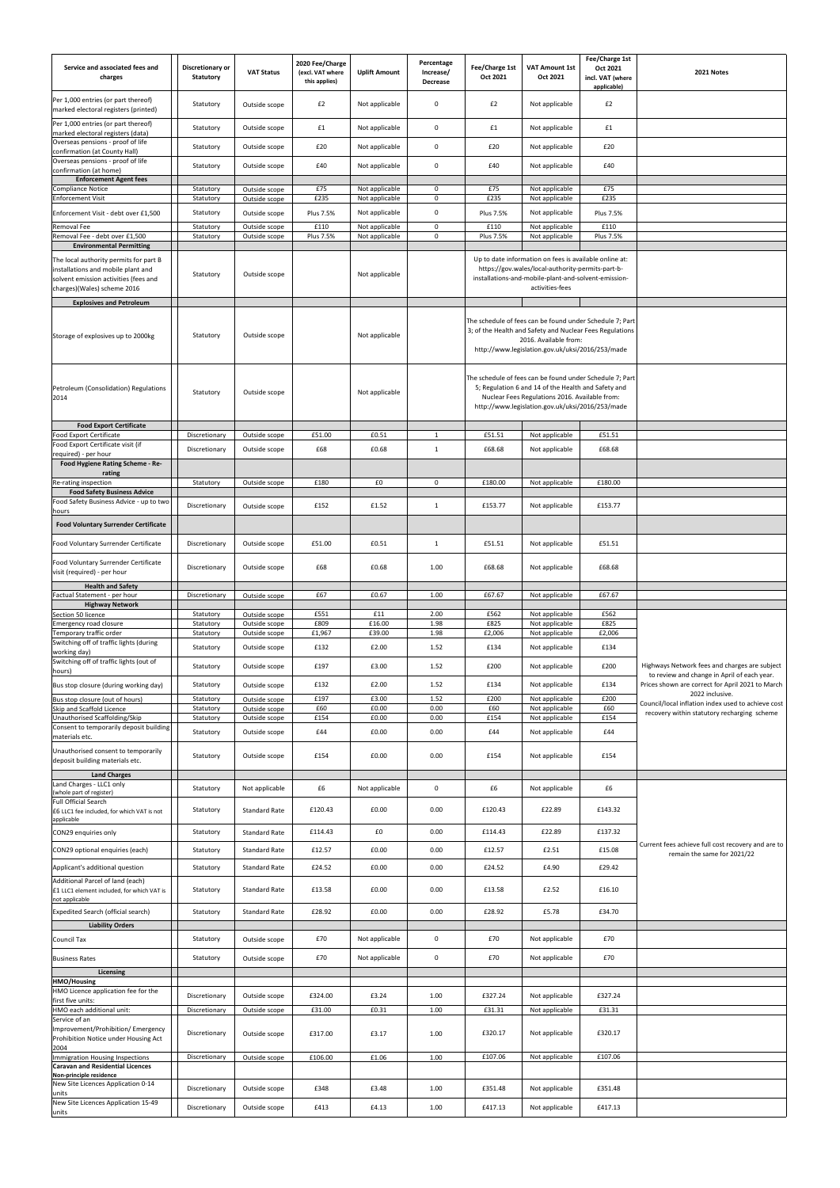| Service and associated fees and charges | Discretionary or Statutory | VAT Status | 2020 Fee/Charge (excl. VAT where this applies) | Uplift Amount | Percentage Increase/ Decrease | Fee/Charge 1st Oct 2021 | VAT Amount 1st Oct 2021 | Fee/Charge 1st Oct 2021 incl. VAT (where applicable) | 2021 Notes |
|---|---|---|---|---|---|---|---|---|---|
| Per 1,000 entries (or part thereof) marked electoral registers (printed) | Statutory | Outside scope | £2 | Not applicable | 0 | £2 | Not applicable | £2 | |
| Per 1,000 entries (or part thereof) marked electoral registers (data) | Statutory | Outside scope | £1 | Not applicable | 0 | £1 | Not applicable | £1 | |
| Overseas pensions - proof of life confirmation (at County Hall) | Statutory | Outside scope | £20 | Not applicable | 0 | £20 | Not applicable | £20 | |
| Overseas pensions - proof of life confirmation (at home) | Statutory | Outside scope | £40 | Not applicable | 0 | £40 | Not applicable | £40 | |
| **Enforcement Agent fees** | | | | | | | | | |
| Compliance Notice | Statutory | Outside scope | £75 | Not applicable | 0 | £75 | Not applicable | £75 | |
| Enforcement Visit | Statutory | Outside scope | £235 | Not applicable | 0 | £235 | Not applicable | £235 | |
| Enforcement Visit - debt over £1,500 | Statutory | Outside scope | Plus 7.5% | Not applicable | 0 | Plus 7.5% | Not applicable | Plus 7.5% | |
| Removal Fee | Statutory | Outside scope | £110 | Not applicable | 0 | £110 | Not applicable | £110 | |
| Removal Fee - debt over £1,500 | Statutory | Outside scope | Plus 7.5% | Not applicable | 0 | Plus 7.5% | Not applicable | Plus 7.5% | |
| **Environmental Permitting** | | | | | | | | | |
| The local authority permits for part B installations and mobile plant and solvent emission activities (fees and charges)(Wales) scheme 2016 | Statutory | Outside scope | | Not applicable | | Up to date information on fees is available online at: https://gov.wales/local-authority-permits-part-b-installations-and-mobile-plant-and-solvent-emission-activities-fees | | | |
| **Explosives and Petroleum** | | | | | | | | | |
| Storage of explosives up to 2000kg | Statutory | Outside scope | | Not applicable | | The schedule of fees can be found under Schedule 7; Part 3; of the Health and Safety and Nuclear Fees Regulations 2016. Available from: http://www.legislation.gov.uk/uksi/2016/253/made | | | |
| Petroleum (Consolidation) Regulations 2014 | Statutory | Outside scope | | Not applicable | | The schedule of fees can be found under Schedule 7; Part 5; Regulation 6 and 14 of the Health and Safety and Nuclear Fees Regulations 2016. Available from: http://www.legislation.gov.uk/uksi/2016/253/made | | | |
| **Food Export Certificate** | | | | | | | | | |
| Food Export Certificate | Discretionary | Outside scope | £51.00 | £0.51 | 1 | £51.51 | Not applicable | £51.51 | |
| Food Export Certificate visit (if required) - per hour | Discretionary | Outside scope | £68 | £0.68 | 1 | £68.68 | Not applicable | £68.68 | |
| **Food Hygiene Rating Scheme - Re-rating** | | | | | | | | | |
| Re-rating inspection | Statutory | Outside scope | £180 | £0 | 0 | £180.00 | Not applicable | £180.00 | |
| **Food Safety Business Advice** | | | | | | | | | |
| Food Safety Business Advice - up to two hours | Discretionary | Outside scope | £152 | £1.52 | 1 | £153.77 | Not applicable | £153.77 | |
| **Food Voluntary Surrender Certificate** | | | | | | | | | |
| Food Voluntary Surrender Certificate | Discretionary | Outside scope | £51.00 | £0.51 | 1 | £51.51 | Not applicable | £51.51 | |
| Food Voluntary Surrender Certificate visit (required) - per hour | Discretionary | Outside scope | £68 | £0.68 | 1.00 | £68.68 | Not applicable | £68.68 | |
| **Health and Safety** | | | | | | | | | |
| Factual Statement - per hour | Discretionary | Outside scope | £67 | £0.67 | 1.00 | £67.67 | Not applicable | £67.67 | |
| **Highway Network** | | | | | | | | | |
| Section 50 licence | Statutory | Outside scope | £551 | £11 | 2.00 | £562 | Not applicable | £562 | Highways Network fees and charges are subject to review and change in April of each year. Prices shown are correct for April 2021 to March 2022 inclusive. Council/local inflation index used to achieve cost recovery within statutory recharging scheme |
| Emergency road closure | Statutory | Outside scope | £809 | £16.00 | 1.98 | £825 | Not applicable | £825 | |
| Temporary traffic order | Statutory | Outside scope | £1,967 | £39.00 | 1.98 | £2,006 | Not applicable | £2,006 | |
| Switching off of traffic lights (during working day) | Statutory | Outside scope | £132 | £2.00 | 1.52 | £134 | Not applicable | £134 | |
| Switching off of traffic lights (out of hours) | Statutory | Outside scope | £197 | £3.00 | 1.52 | £200 | Not applicable | £200 | |
| Bus stop closure (during working day) | Statutory | Outside scope | £132 | £2.00 | 1.52 | £134 | Not applicable | £134 | |
| Bus stop closure (out of hours) | Statutory | Outside scope | £197 | £3.00 | 1.52 | £200 | Not applicable | £200 | |
| Skip and Scaffold Licence | Statutory | Outside scope | £60 | £0.00 | 0.00 | £60 | Not applicable | £60 | |
| Unauthorised Scaffolding/Skip | Statutory | Outside scope | £154 | £0.00 | 0.00 | £154 | Not applicable | £154 | |
| Consent to temporarily deposit building materials etc. | Statutory | Outside scope | £44 | £0.00 | 0.00 | £44 | Not applicable | £44 | |
| Unauthorised consent to temporarily deposit building materials etc. | Statutory | Outside scope | £154 | £0.00 | 0.00 | £154 | Not applicable | £154 | |
| **Land Charges** | | | | | | | | | |
| Land Charges - LLC1 only (whole part of register) | Statutory | Not applicable | £6 | Not applicable | 0 | £6 | Not applicable | £6 | Current fees achieve full cost recovery and are to remain the same for 2021/22 |
| Full Official Search £6 LLC1 fee included, for which VAT is not applicable | Statutory | Standard Rate | £120.43 | £0.00 | 0.00 | £120.43 | £22.89 | £143.32 | |
| CON29 enquiries only | Statutory | Standard Rate | £114.43 | £0 | 0.00 | £114.43 | £22.89 | £137.32 | |
| CON29 optional enquiries (each) | Statutory | Standard Rate | £12.57 | £0.00 | 0.00 | £12.57 | £2.51 | £15.08 | |
| Applicant's additional question | Statutory | Standard Rate | £24.52 | £0.00 | 0.00 | £24.52 | £4.90 | £29.42 | |
| Additional Parcel of land (each) £1 LLC1 element included, for which VAT is not applicable | Statutory | Standard Rate | £13.58 | £0.00 | 0.00 | £13.58 | £2.52 | £16.10 | |
| Expedited Search (official search) | Statutory | Standard Rate | £28.92 | £0.00 | 0.00 | £28.92 | £5.78 | £34.70 | |
| **Liability Orders** | | | | | | | | | |
| Council Tax | Statutory | Outside scope | £70 | Not applicable | 0 | £70 | Not applicable | £70 | |
| Business Rates | Statutory | Outside scope | £70 | Not applicable | 0 | £70 | Not applicable | £70 | |
| **Licensing** | | | | | | | | | |
| **HMO/Housing** | | | | | | | | | |
| HMO Licence application fee for the first five units: | Discretionary | Outside scope | £324.00 | £3.24 | 1.00 | £327.24 | Not applicable | £327.24 | |
| HMO each additional unit: | Discretionary | Outside scope | £31.00 | £0.31 | 1.00 | £31.31 | Not applicable | £31.31 | |
| Service of an Improvement/Prohibition/ Emergency Prohibition Notice under Housing Act 2004 | Discretionary | Outside scope | £317.00 | £3.17 | 1.00 | £320.17 | Not applicable | £320.17 | |
| Immigration Housing Inspections | Discretionary | Outside scope | £106.00 | £1.06 | 1.00 | £107.06 | Not applicable | £107.06 | |
| **Caravan and Residential Licences** | | | | | | | | | |
| **Non-principle residence** | | | | | | | | | |
| New Site Licences Application 0-14 units | Discretionary | Outside scope | £348 | £3.48 | 1.00 | £351.48 | Not applicable | £351.48 | |
| New Site Licences Application 15-49 units | Discretionary | Outside scope | £413 | £4.13 | 1.00 | £417.13 | Not applicable | £417.13 | |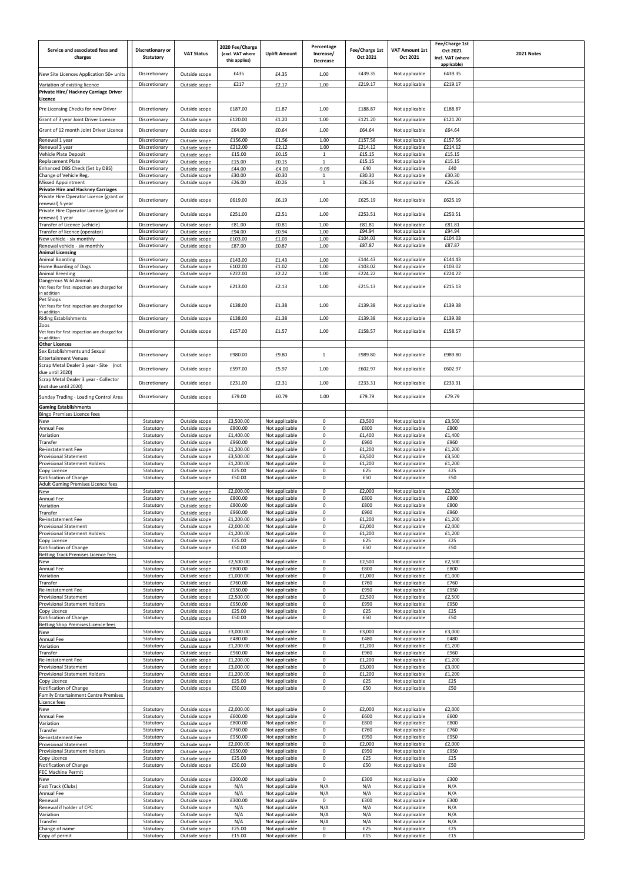| Service and associated fees and charges | Discretionary or Statutory | VAT Status | 2020 Fee/Charge (excl. VAT where this applies) | Uplift Amount | Percentage Increase/ Decrease | Fee/Charge 1st Oct 2021 | VAT Amount 1st Oct 2021 | Fee/Charge 1st Oct 2021 incl. VAT (where applicable) | 2021 Notes |
|---|---|---|---|---|---|---|---|---|---|
| New Site Licences Application 50+ units | Discretionary | Outside scope | £435 | £4.35 | 1.00 | £439.35 | Not applicable | £439.35 | |
| Variation of existing licence | Discretionary | Outside scope | £217 | £2.17 | 1.00 | £219.17 | Not applicable | £219.17 | |
| **Private Hire/ Hackney Carriage Driver Licence** | | | | | | | | | |
| Pre Licensing Checks for new Driver | Discretionary | Outside scope | £187.00 | £1.87 | 1.00 | £188.87 | Not applicable | £188.87 | |
| Grant of 3 year Joint Driver Licence | Discretionary | Outside scope | £120.00 | £1.20 | 1.00 | £121.20 | Not applicable | £121.20 | |
| Grant of 12 month Joint Driver Licence | Discretionary | Outside scope | £64.00 | £0.64 | 1.00 | £64.64 | Not applicable | £64.64 | |
| Renewal 1 year | Discretionary | Outside scope | £156.00 | £1.56 | 1.00 | £157.56 | Not applicable | £157.56 | |
| Renewal 3 year | Discretionary | Outside scope | £212.00 | £2.12 | 1.00 | £214.12 | Not applicable | £214.12 | |
| Vehicle Plate Deposit | Discretionary | Outside scope | £15.00 | £0.15 | 1 | £15.15 | Not applicable | £15.15 | |
| Replacement Plate | Discretionary | Outside scope | £15.00 | £0.15 | 1 | £15.15 | Not applicable | £15.15 | |
| Enhanced DBS Check (Set by DBS) | Discretionary | Outside scope | £44.00 | -£4.00 | -9.09 | £40 | Not applicable | £40 | |
| Change of Vehicle Reg. | Discretionary | Outside scope | £30.00 | £0.30 | 1 | £30.30 | Not applicable | £30.30 | |
| Missed Appointment | Discretionary | Outside scope | £26.00 | £0.26 | 1 | £26.26 | Not applicable | £26.26 | |
| **Private Hire and Hackney Carriages** | | | | | | | | | |
| Private Hire Operator Licence (grant or renewal) 5 year | Discretionary | Outside scope | £619.00 | £6.19 | 1.00 | £625.19 | Not applicable | £625.19 | |
| Private Hire Operator Licence (grant or renewal) 1 year | Discretionary | Outside scope | £251.00 | £2.51 | 1.00 | £253.51 | Not applicable | £253.51 | |
| Transfer of Licence (vehicle) | Discretionary | Outside scope | £81.00 | £0.81 | 1.00 | £81.81 | Not applicable | £81.81 | |
| Transfer of licence (operator) | Discretionary | Outside scope | £94.00 | £0.94 | 1.00 | £94.94 | Not applicable | £94.94 | |
| New vehicle - six monthly | Discretionary | Outside scope | £103.00 | £1.03 | 1.00 | £104.03 | Not applicable | £104.03 | |
| Renewal vehicle - six monthly | Discretionary | Outside scope | £87.00 | £0.87 | 1.00 | £87.87 | Not applicable | £87.87 | |
| **Animal Licensing** | | | | | | | | | |
| Animal Boarding | Discretionary | Outside scope | £143.00 | £1.43 | 1.00 | £144.43 | Not applicable | £144.43 | |
| Home Boarding of Dogs | Discretionary | Outside scope | £102.00 | £1.02 | 1.00 | £103.02 | Not applicable | £103.02 | |
| Animal Breeding | Discretionary | Outside scope | £222.00 | £2.22 | 1.00 | £224.22 | Not applicable | £224.22 | |
| Dangerous Wild Animals Vet fees for first inspection are charged for in addition | Discretionary | Outside scope | £213.00 | £2.13 | 1.00 | £215.13 | Not applicable | £215.13 | |
| Pet Shops Vet fees for first inspection are charged for in addition | Discretionary | Outside scope | £138.00 | £1.38 | 1.00 | £139.38 | Not applicable | £139.38 | |
| Riding Establishments | Discretionary | Outside scope | £138.00 | £1.38 | 1.00 | £139.38 | Not applicable | £139.38 | |
| Zoos Vet fees for first inspection are charged for in addition | Discretionary | Outside scope | £157.00 | £1.57 | 1.00 | £158.57 | Not applicable | £158.57 | |
| **Other Licences** | | | | | | | | | |
| Sex Establishments and Sexual Entertainment Venues | Discretionary | Outside scope | £980.00 | £9.80 | 1 | £989.80 | Not applicable | £989.80 | |
| Scrap Metal Dealer 3 year - Site (not due until 2020) | Discretionary | Outside scope | £597.00 | £5.97 | 1.00 | £602.97 | Not applicable | £602.97 | |
| Scrap Metal Dealer 3 year - Collector (not due until 2020) | Discretionary | Outside scope | £231.00 | £2.31 | 1.00 | £233.31 | Not applicable | £233.31 | |
| Sunday Trading - Loading Control Area | Discretionary | Outside scope | £79.00 | £0.79 | 1.00 | £79.79 | Not applicable | £79.79 | |
| **Gaming Establishments** | | | | | | | | | |
| Bingo Premises Licence fees | | | | | | | | | |
| New | Statutory | Outside scope | £3,500.00 | Not applicable | 0 | £3,500 | Not applicable | £3,500 | |
| Annual Fee | Statutory | Outside scope | £800.00 | Not applicable | 0 | £800 | Not applicable | £800 | |
| Variation | Statutory | Outside scope | £1,400.00 | Not applicable | 0 | £1,400 | Not applicable | £1,400 | |
| Transfer | Statutory | Outside scope | £960.00 | Not applicable | 0 | £960 | Not applicable | £960 | |
| Re-instatement Fee | Statutory | Outside scope | £1,200.00 | Not applicable | 0 | £1,200 | Not applicable | £1,200 | |
| Provisional Statement | Statutory | Outside scope | £3,500.00 | Not applicable | 0 | £3,500 | Not applicable | £3,500 | |
| Provisional Statement Holders | Statutory | Outside scope | £1,200.00 | Not applicable | 0 | £1,200 | Not applicable | £1,200 | |
| Copy Licence | Statutory | Outside scope | £25.00 | Not applicable | 0 | £25 | Not applicable | £25 | |
| Notification of Change | Statutory | Outside scope | £50.00 | Not applicable | 0 | £50 | Not applicable | £50 | |
| Adult Gaming Premises Licence fees | | | | | | | | | |
| New | Statutory | Outside scope | £2,000.00 | Not applicable | 0 | £2,000 | Not applicable | £2,000 | |
| Annual Fee | Statutory | Outside scope | £800.00 | Not applicable | 0 | £800 | Not applicable | £800 | |
| Variation | Statutory | Outside scope | £800.00 | Not applicable | 0 | £800 | Not applicable | £800 | |
| Transfer | Statutory | Outside scope | £960.00 | Not applicable | 0 | £960 | Not applicable | £960 | |
| Re-instatement Fee | Statutory | Outside scope | £1,200.00 | Not applicable | 0 | £1,200 | Not applicable | £1,200 | |
| Provisional Statement | Statutory | Outside scope | £2,000.00 | Not applicable | 0 | £2,000 | Not applicable | £2,000 | |
| Provisional Statement Holders | Statutory | Outside scope | £1,200.00 | Not applicable | 0 | £1,200 | Not applicable | £1,200 | |
| Copy Licence | Statutory | Outside scope | £25.00 | Not applicable | 0 | £25 | Not applicable | £25 | |
| Notification of Change | Statutory | Outside scope | £50.00 | Not applicable | 0 | £50 | Not applicable | £50 | |
| Betting Track Premises Licence fees | | | | | | | | | |
| New | Statutory | Outside scope | £2,500.00 | Not applicable | 0 | £2,500 | Not applicable | £2,500 | |
| Annual Fee | Statutory | Outside scope | £800.00 | Not applicable | 0 | £800 | Not applicable | £800 | |
| Variation | Statutory | Outside scope | £1,000.00 | Not applicable | 0 | £1,000 | Not applicable | £1,000 | |
| Transfer | Statutory | Outside scope | £760.00 | Not applicable | 0 | £760 | Not applicable | £760 | |
| Re-instatement Fee | Statutory | Outside scope | £950.00 | Not applicable | 0 | £950 | Not applicable | £950 | |
| Provisional Statement | Statutory | Outside scope | £2,500.00 | Not applicable | 0 | £2,500 | Not applicable | £2,500 | |
| Provisional Statement Holders | Statutory | Outside scope | £950.00 | Not applicable | 0 | £950 | Not applicable | £950 | |
| Copy Licence | Statutory | Outside scope | £25.00 | Not applicable | 0 | £25 | Not applicable | £25 | |
| Notification of Change | Statutory | Outside scope | £50.00 | Not applicable | 0 | £50 | Not applicable | £50 | |
| Betting Shop Premises Licence fees | | | | | | | | | |
| New | Statutory | Outside scope | £3,000.00 | Not applicable | 0 | £3,000 | Not applicable | £3,000 | |
| Annual Fee | Statutory | Outside scope | £480.00 | Not applicable | 0 | £480 | Not applicable | £480 | |
| Variation | Statutory | Outside scope | £1,200.00 | Not applicable | 0 | £1,200 | Not applicable | £1,200 | |
| Transfer | Statutory | Outside scope | £960.00 | Not applicable | 0 | £960 | Not applicable | £960 | |
| Re-instatement Fee | Statutory | Outside scope | £1,200.00 | Not applicable | 0 | £1,200 | Not applicable | £1,200 | |
| Provisional Statement | Statutory | Outside scope | £3,000.00 | Not applicable | 0 | £3,000 | Not applicable | £3,000 | |
| Provisional Statement Holders | Statutory | Outside scope | £1,200.00 | Not applicable | 0 | £1,200 | Not applicable | £1,200 | |
| Copy Licence | Statutory | Outside scope | £25.00 | Not applicable | 0 | £25 | Not applicable | £25 | |
| Notification of Change | Statutory | Outside scope | £50.00 | Not applicable | 0 | £50 | Not applicable | £50 | |
| Family Entertainment Centre Premises Licence fees | | | | | | | | | |
| New | Statutory | Outside scope | £2,000.00 | Not applicable | 0 | £2,000 | Not applicable | £2,000 | |
| Annual Fee | Statutory | Outside scope | £600.00 | Not applicable | 0 | £600 | Not applicable | £600 | |
| Variation | Statutory | Outside scope | £800.00 | Not applicable | 0 | £800 | Not applicable | £800 | |
| Transfer | Statutory | Outside scope | £760.00 | Not applicable | 0 | £760 | Not applicable | £760 | |
| Re-instatement Fee | Statutory | Outside scope | £950.00 | Not applicable | 0 | £950 | Not applicable | £950 | |
| Provisional Statement | Statutory | Outside scope | £2,000.00 | Not applicable | 0 | £2,000 | Not applicable | £2,000 | |
| Provisional Statement Holders | Statutory | Outside scope | £950.00 | Not applicable | 0 | £950 | Not applicable | £950 | |
| Copy Licence | Statutory | Outside scope | £25.00 | Not applicable | 0 | £25 | Not applicable | £25 | |
| Notification of Change | Statutory | Outside scope | £50.00 | Not applicable | 0 | £50 | Not applicable | £50 | |
| FEC Machine Permit | | | | | | | | | |
| New | Statutory | Outside scope | £300.00 | Not applicable | 0 | £300 | Not applicable | £300 | |
| Fast Track (Clubs) | Statutory | Outside scope | N/A | Not applicable | N/A | N/A | Not applicable | N/A | |
| Annual Fee | Statutory | Outside scope | N/A | Not applicable | N/A | N/A | Not applicable | N/A | |
| Renewal | Statutory | Outside scope | £300.00 | Not applicable | 0 | £300 | Not applicable | £300 | |
| Renewal if holder of CPC | Statutory | Outside scope | N/A | Not applicable | N/A | N/A | Not applicable | N/A | |
| Variation | Statutory | Outside scope | N/A | Not applicable | N/A | N/A | Not applicable | N/A | |
| Transfer | Statutory | Outside scope | N/A | Not applicable | N/A | N/A | Not applicable | N/A | |
| Change of name | Statutory | Outside scope | £25.00 | Not applicable | 0 | £25 | Not applicable | £25 | |
| Copy of permit | Statutory | Outside scope | £15.00 | Not applicable | 0 | £15 | Not applicable | £15 | |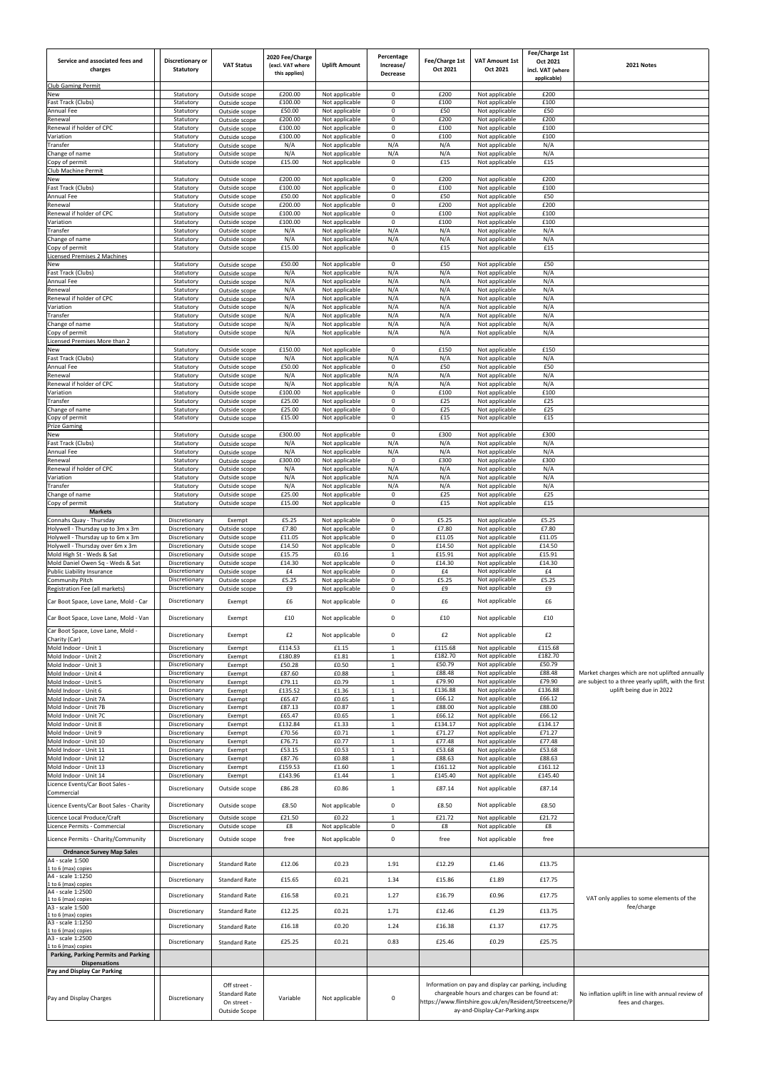| Service and associated fees and charges | Discretionary or Statutory | VAT Status | 2020 Fee/Charge (excl. VAT where this applies) | Uplift Amount | Percentage Increase/ Decrease | Fee/Charge 1st Oct 2021 | VAT Amount 1st Oct 2021 | Fee/Charge 1st Oct 2021 incl. VAT (where applicable) | 2021 Notes |
|---|---|---|---|---|---|---|---|---|---|
| Club Gaming Permit | | | | | | | | | |
| New | Statutory | Outside scope | £200.00 | Not applicable | 0 | £200 | Not applicable | £200 | |
| Fast Track (Clubs) | Statutory | Outside scope | £100.00 | Not applicable | 0 | £100 | Not applicable | £100 | |
| Annual Fee | Statutory | Outside scope | £50.00 | Not applicable | 0 | £50 | Not applicable | £50 | |
| Renewal | Statutory | Outside scope | £200.00 | Not applicable | 0 | £200 | Not applicable | £200 | |
| Renewal if holder of CPC | Statutory | Outside scope | £100.00 | Not applicable | 0 | £100 | Not applicable | £100 | |
| Variation | Statutory | Outside scope | £100.00 | Not applicable | 0 | £100 | Not applicable | £100 | |
| Transfer | Statutory | Outside scope | N/A | Not applicable | N/A | N/A | Not applicable | N/A | |
| Change of name | Statutory | Outside scope | N/A | Not applicable | N/A | N/A | Not applicable | N/A | |
| Copy of permit | Statutory | Outside scope | £15.00 | Not applicable | 0 | £15 | Not applicable | £15 | |
| Club Machine Permit | | | | | | | | | |
| New | Statutory | Outside scope | £200.00 | Not applicable | 0 | £200 | Not applicable | £200 | |
| Fast Track (Clubs) | Statutory | Outside scope | £100.00 | Not applicable | 0 | £100 | Not applicable | £100 | |
| Annual Fee | Statutory | Outside scope | £50.00 | Not applicable | 0 | £50 | Not applicable | £50 | |
| Renewal | Statutory | Outside scope | £200.00 | Not applicable | 0 | £200 | Not applicable | £200 | |
| Renewal if holder of CPC | Statutory | Outside scope | £100.00 | Not applicable | 0 | £100 | Not applicable | £100 | |
| Variation | Statutory | Outside scope | £100.00 | Not applicable | 0 | £100 | Not applicable | £100 | |
| Transfer | Statutory | Outside scope | N/A | Not applicable | N/A | N/A | Not applicable | N/A | |
| Change of name | Statutory | Outside scope | N/A | Not applicable | N/A | N/A | Not applicable | N/A | |
| Copy of permit | Statutory | Outside scope | £15.00 | Not applicable | 0 | £15 | Not applicable | £15 | |
| Licensed Premises 2 Machines | | | | | | | | | |
| New | Statutory | Outside scope | £50.00 | Not applicable | 0 | £50 | Not applicable | £50 | |
| Fast Track (Clubs) | Statutory | Outside scope | N/A | Not applicable | N/A | N/A | Not applicable | N/A | |
| Annual Fee | Statutory | Outside scope | N/A | Not applicable | N/A | N/A | Not applicable | N/A | |
| Renewal | Statutory | Outside scope | N/A | Not applicable | N/A | N/A | Not applicable | N/A | |
| Renewal if holder of CPC | Statutory | Outside scope | N/A | Not applicable | N/A | N/A | Not applicable | N/A | |
| Variation | Statutory | Outside scope | N/A | Not applicable | N/A | N/A | Not applicable | N/A | |
| Transfer | Statutory | Outside scope | N/A | Not applicable | N/A | N/A | Not applicable | N/A | |
| Change of name | Statutory | Outside scope | N/A | Not applicable | N/A | N/A | Not applicable | N/A | |
| Copy of permit | Statutory | Outside scope | N/A | Not applicable | N/A | N/A | Not applicable | N/A | |
| Licensed Premises More than 2 | | | | | | | | | |
| New | Statutory | Outside scope | £150.00 | Not applicable | 0 | £150 | Not applicable | £150 | |
| Fast Track (Clubs) | Statutory | Outside scope | N/A | Not applicable | N/A | N/A | Not applicable | N/A | |
| Annual Fee | Statutory | Outside scope | £50.00 | Not applicable | 0 | £50 | Not applicable | £50 | |
| Renewal | Statutory | Outside scope | N/A | Not applicable | N/A | N/A | Not applicable | N/A | |
| Renewal if holder of CPC | Statutory | Outside scope | N/A | Not applicable | N/A | N/A | Not applicable | N/A | |
| Variation | Statutory | Outside scope | £100.00 | Not applicable | 0 | £100 | Not applicable | £100 | |
| Transfer | Statutory | Outside scope | £25.00 | Not applicable | 0 | £25 | Not applicable | £25 | |
| Change of name | Statutory | Outside scope | £25.00 | Not applicable | 0 | £25 | Not applicable | £25 | |
| Copy of permit | Statutory | Outside scope | £15.00 | Not applicable | 0 | £15 | Not applicable | £15 | |
| Prize Gaming | | | | | | | | | |
| New | Statutory | Outside scope | £300.00 | Not applicable | 0 | £300 | Not applicable | £300 | |
| Fast Track (Clubs) | Statutory | Outside scope | N/A | Not applicable | N/A | N/A | Not applicable | N/A | |
| Annual Fee | Statutory | Outside scope | N/A | Not applicable | N/A | N/A | Not applicable | N/A | |
| Renewal | Statutory | Outside scope | £300.00 | Not applicable | 0 | £300 | Not applicable | £300 | |
| Renewal if holder of CPC | Statutory | Outside scope | N/A | Not applicable | N/A | N/A | Not applicable | N/A | |
| Variation | Statutory | Outside scope | N/A | Not applicable | N/A | N/A | Not applicable | N/A | |
| Transfer | Statutory | Outside scope | N/A | Not applicable | N/A | N/A | Not applicable | N/A | |
| Change of name | Statutory | Outside scope | £25.00 | Not applicable | 0 | £25 | Not applicable | £25 | |
| Copy of permit | Statutory | Outside scope | £15.00 | Not applicable | 0 | £15 | Not applicable | £15 | |
| **Markets** | | | | | | | | | |
| Connahs Quay - Thursday | Discretionary | Exempt | £5.25 | Not applicable | 0 | £5.25 | Not applicable | £5.25 | |
| Holywell - Thursday up to 3m x 3m | Discretionary | Outside scope | £7.80 | Not applicable | 0 | £7.80 | Not applicable | £7.80 | |
| Holywell - Thursday up to 6m x 3m | Discretionary | Outside scope | £11.05 | Not applicable | 0 | £11.05 | Not applicable | £11.05 | |
| Holywell - Thursday over 6m x 3m | Discretionary | Outside scope | £14.50 | Not applicable | 0 | £14.50 | Not applicable | £14.50 | |
| Mold High St - Weds & Sat | Discretionary | Outside scope | £15.75 | £0.16 | 1 | £15.91 | Not applicable | £15.91 | |
| Mold Daniel Owen Sq - Weds & Sat | Discretionary | Outside scope | £14.30 | Not applicable | 0 | £14.30 | Not applicable | £14.30 | |
| Public Liability Insurance | Discretionary | Outside scope | £4 | Not applicable | 0 | £4 | Not applicable | £4 | |
| Community Pitch | Discretionary | Outside scope | £5.25 | Not applicable | 0 | £5.25 | Not applicable | £5.25 | |
| Registration Fee (all markets) | Discretionary | Outside scope | £9 | Not applicable | 0 | £9 | Not applicable | £9 | |
| Car Boot Space, Love Lane, Mold - Car | Discretionary | Exempt | £6 | Not applicable | 0 | £6 | Not applicable | £6 | |
| Car Boot Space, Love Lane, Mold - Van | Discretionary | Exempt | £10 | Not applicable | 0 | £10 | Not applicable | £10 | |
| Car Boot Space, Love Lane, Mold - Charity (Car) | Discretionary | Exempt | £2 | Not applicable | 0 | £2 | Not applicable | £2 | |
| Mold Indoor - Unit 1 | Discretionary | Exempt | £114.53 | £1.15 | 1 | £115.68 | Not applicable | £115.68 | Market charges which are not uplifted annually are subject to a three yearly uplift, with the first uplift being due in 2022 |
| Mold Indoor - Unit 2 | Discretionary | Exempt | £180.89 | £1.81 | 1 | £182.70 | Not applicable | £182.70 | |
| Mold Indoor - Unit 3 | Discretionary | Exempt | £50.28 | £0.50 | 1 | £50.79 | Not applicable | £50.79 | |
| Mold Indoor - Unit 4 | Discretionary | Exempt | £87.60 | £0.88 | 1 | £88.48 | Not applicable | £88.48 | |
| Mold Indoor - Unit 5 | Discretionary | Exempt | £79.11 | £0.79 | 1 | £79.90 | Not applicable | £79.90 | |
| Mold Indoor - Unit 6 | Discretionary | Exempt | £135.52 | £1.36 | 1 | £136.88 | Not applicable | £136.88 | |
| Mold Indoor - Unit 7A | Discretionary | Exempt | £65.47 | £0.65 | 1 | £66.12 | Not applicable | £66.12 | |
| Mold Indoor - Unit 7B | Discretionary | Exempt | £87.13 | £0.87 | 1 | £88.00 | Not applicable | £88.00 | |
| Mold Indoor - Unit 7C | Discretionary | Exempt | £65.47 | £0.65 | 1 | £66.12 | Not applicable | £66.12 | |
| Mold Indoor - Unit 8 | Discretionary | Exempt | £132.84 | £1.33 | 1 | £134.17 | Not applicable | £134.17 | |
| Mold Indoor - Unit 9 | Discretionary | Exempt | £70.56 | £0.71 | 1 | £71.27 | Not applicable | £71.27 | |
| Mold Indoor - Unit 10 | Discretionary | Exempt | £76.71 | £0.77 | 1 | £77.48 | Not applicable | £77.48 | |
| Mold Indoor - Unit 11 | Discretionary | Exempt | £53.15 | £0.53 | 1 | £53.68 | Not applicable | £53.68 | |
| Mold Indoor - Unit 12 | Discretionary | Exempt | £87.76 | £0.88 | 1 | £88.63 | Not applicable | £88.63 | |
| Mold Indoor - Unit 13 | Discretionary | Exempt | £159.53 | £1.60 | 1 | £161.12 | Not applicable | £161.12 | |
| Mold Indoor - Unit 14 | Discretionary | Exempt | £143.96 | £1.44 | 1 | £145.40 | Not applicable | £145.40 | |
| Licence Events/Car Boot Sales - Commercial | Discretionary | Outside scope | £86.28 | £0.86 | 1 | £87.14 | Not applicable | £87.14 | |
| Licence Events/Car Boot Sales - Charity | Discretionary | Outside scope | £8.50 | Not applicable | 0 | £8.50 | Not applicable | £8.50 | |
| Licence Local Produce/Craft | Discretionary | Outside scope | £21.50 | £0.22 | 1 | £21.72 | Not applicable | £21.72 | |
| Licence Permits - Commercial | Discretionary | Outside scope | £8 | Not applicable | 0 | £8 | Not applicable | £8 | |
| Licence Permits - Charity/Community | Discretionary | Outside scope | free | Not applicable | 0 | free | Not applicable | free | |
| **Ordnance Survey Map Sales** | | | | | | | | | |
| A4 - scale 1:500 1 to 6 (max) copies | Discretionary | Standard Rate | £12.06 | £0.23 | 1.91 | £12.29 | £1.46 | £13.75 | VAT only applies to some elements of the fee/charge |
| A4 - scale 1:1250 1 to 6 (max) copies | Discretionary | Standard Rate | £15.65 | £0.21 | 1.34 | £15.86 | £1.89 | £17.75 | |
| A4 - scale 1:2500 1 to 6 (max) copies | Discretionary | Standard Rate | £16.58 | £0.21 | 1.27 | £16.79 | £0.96 | £17.75 | |
| A3 - scale 1:500 1 to 6 (max) copies | Discretionary | Standard Rate | £12.25 | £0.21 | 1.71 | £12.46 | £1.29 | £13.75 | |
| A3 - scale 1:1250 1 to 6 (max) copies | Discretionary | Standard Rate | £16.18 | £0.20 | 1.24 | £16.38 | £1.37 | £17.75 | |
| A3 - scale 1:2500 1 to 6 (max) copies | Discretionary | Standard Rate | £25.25 | £0.21 | 0.83 | £25.46 | £0.29 | £25.75 | |
| **Parking, Parking Permits and Parking Dispensations** | | | | | | | | | |
| **Pay and Display Car Parking** | | | | | | | | | |
| Pay and Display Charges | Discretionary | Off street - Standard Rate On street - Outside Scope | Variable | Not applicable | 0 | Information on pay and display car parking, including chargeable hours and charges can be found at: https://www.flintshire.gov.uk/en/Resident/Streetscene/Pay-and-Display-Car-Parking.aspx | | | No inflation uplift in line with annual review of fees and charges. |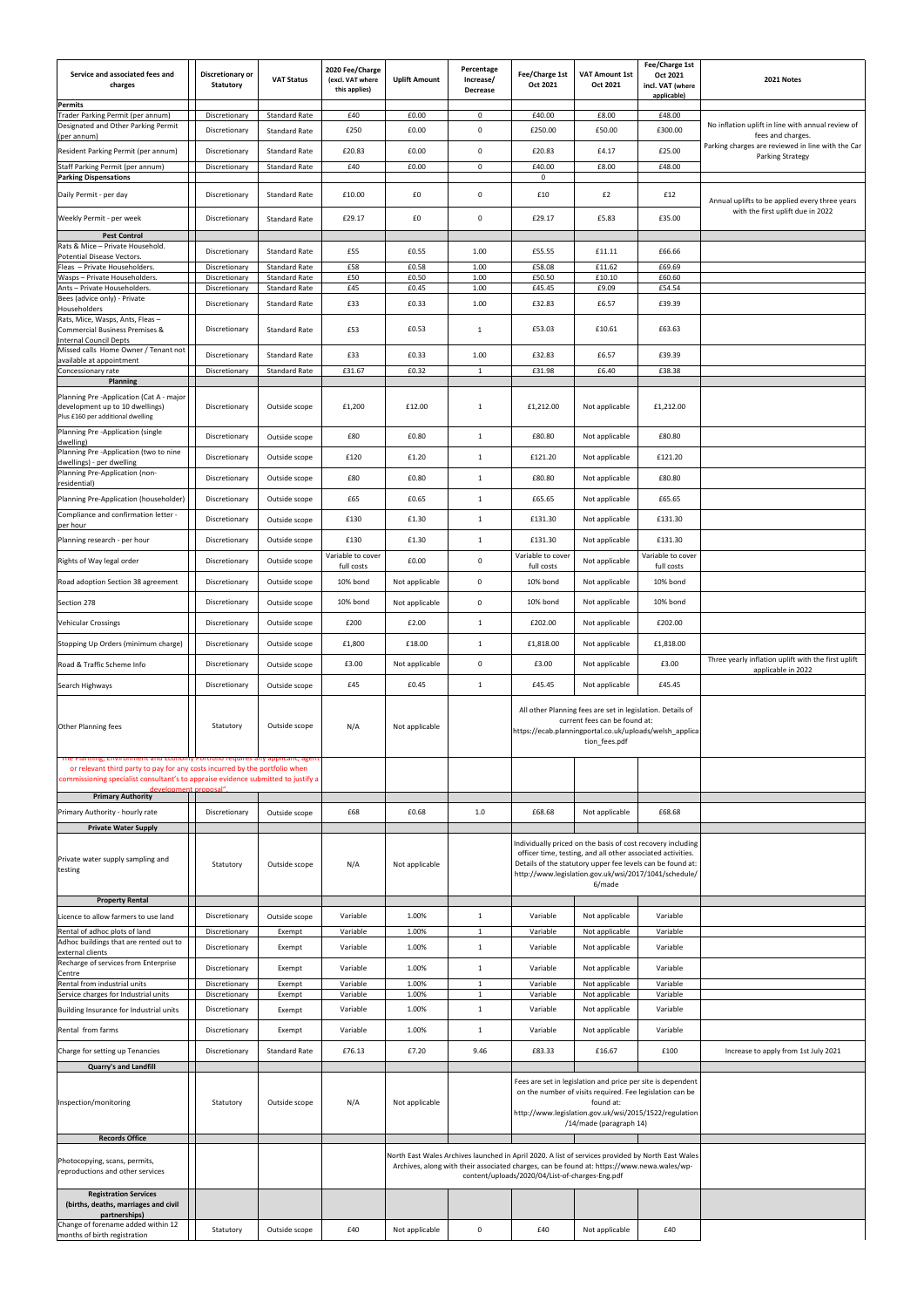| Service and associated fees and charges | Discretionary or Statutory | VAT Status | 2020 Fee/Charge (excl. VAT where this applies) | Uplift Amount | Percentage Increase/ Decrease | Fee/Charge 1st Oct 2021 | VAT Amount 1st Oct 2021 | Fee/Charge 1st Oct 2021 incl. VAT (where applicable) | 2021 Notes |
|---|---|---|---|---|---|---|---|---|---|
| **Permits** | | | | | | | | | |
| Trader Parking Permit (per annum) | Discretionary | Standard Rate | £40 | £0.00 | 0 | £40.00 | £8.00 | £48.00 | No inflation uplift in line with annual review of fees and charges. Parking charges are reviewed in line with the Car Parking Strategy |
| Designated and Other Parking Permit (per annum) | Discretionary | Standard Rate | £250 | £0.00 | 0 | £250.00 | £50.00 | £300.00 | |
| Resident Parking Permit (per annum) | Discretionary | Standard Rate | £20.83 | £0.00 | 0 | £20.83 | £4.17 | £25.00 | |
| Staff Parking Permit (per annum) | Discretionary | Standard Rate | £40 | £0.00 | 0 | £40.00 | £8.00 | £48.00 | |
| **Parking Dispensations** | | | | | | 0 | | | |
| Daily Permit - per day | Discretionary | Standard Rate | £10.00 | £0 | 0 | £10 | £2 | £12 | Annual uplifts to be applied every three years with the first uplift due in 2022 |
| Weekly Permit - per week | Discretionary | Standard Rate | £29.17 | £0 | 0 | £29.17 | £5.83 | £35.00 | |
| **Pest Control** | | | | | | | | | |
| Rats & Mice – Private Household. Potential Disease Vectors. | Discretionary | Standard Rate | £55 | £0.55 | 1.00 | £55.55 | £11.11 | £66.66 | |
| Fleas – Private Householders. | Discretionary | Standard Rate | £58 | £0.58 | 1.00 | £58.08 | £11.62 | £69.69 | |
| Wasps – Private Householders. | Discretionary | Standard Rate | £50 | £0.50 | 1.00 | £50.50 | £10.10 | £60.60 | |
| Ants – Private Householders. | Discretionary | Standard Rate | £45 | £0.45 | 1.00 | £45.45 | £9.09 | £54.54 | |
| Bees (advice only) - Private Householders | Discretionary | Standard Rate | £33 | £0.33 | 1.00 | £32.83 | £6.57 | £39.39 | |
| Rats, Mice, Wasps, Ants, Fleas – Commercial Business Premises & Internal Council Depts | Discretionary | Standard Rate | £53 | £0.53 | 1 | £53.03 | £10.61 | £63.63 | |
| Missed calls Home Owner / Tenant not available at appointment | Discretionary | Standard Rate | £33 | £0.33 | 1.00 | £32.83 | £6.57 | £39.39 | |
| Concessionary rate | Discretionary | Standard Rate | £31.67 | £0.32 | 1 | £31.98 | £6.40 | £38.38 | |
| **Planning** | | | | | | | | | |
| Planning Pre -Application (Cat A - major development up to 10 dwellings) Plus £160 per additional dwelling | Discretionary | Outside scope | £1,200 | £12.00 | 1 | £1,212.00 | Not applicable | £1,212.00 | |
| Planning Pre -Application (single dwelling) | Discretionary | Outside scope | £80 | £0.80 | 1 | £80.80 | Not applicable | £80.80 | |
| Planning Pre -Application (two to nine dwellings) - per dwelling | Discretionary | Outside scope | £120 | £1.20 | 1 | £121.20 | Not applicable | £121.20 | |
| Planning Pre-Application (non-residential) | Discretionary | Outside scope | £80 | £0.80 | 1 | £80.80 | Not applicable | £80.80 | |
| Planning Pre-Application (householder) | Discretionary | Outside scope | £65 | £0.65 | 1 | £65.65 | Not applicable | £65.65 | |
| Compliance and confirmation letter - per hour | Discretionary | Outside scope | £130 | £1.30 | 1 | £131.30 | Not applicable | £131.30 | |
| Planning research - per hour | Discretionary | Outside scope | £130 | £1.30 | 1 | £131.30 | Not applicable | £131.30 | |
| Rights of Way legal order | Discretionary | Outside scope | Variable to cover full costs | £0.00 | 0 | Variable to cover full costs | Not applicable | Variable to cover full costs | |
| Road adoption Section 38 agreement | Discretionary | Outside scope | 10% bond | Not applicable | 0 | 10% bond | Not applicable | 10% bond | |
| Section 278 | Discretionary | Outside scope | 10% bond | Not applicable | 0 | 10% bond | Not applicable | 10% bond | |
| Vehicular Crossings | Discretionary | Outside scope | £200 | £2.00 | 1 | £202.00 | Not applicable | £202.00 | |
| Stopping Up Orders (minimum charge) | Discretionary | Outside scope | £1,800 | £18.00 | 1 | £1,818.00 | Not applicable | £1,818.00 | |
| Road & Traffic Scheme Info | Discretionary | Outside scope | £3.00 | Not applicable | 0 | £3.00 | Not applicable | £3.00 | Three yearly inflation uplift with the first uplift applicable in 2022 |
| Search Highways | Discretionary | Outside scope | £45 | £0.45 | 1 | £45.45 | Not applicable | £45.45 | |
| Other Planning fees | Statutory | Outside scope | N/A | Not applicable | | All other Planning fees are set in legislation. Details of current fees can be found at: https://ecab.planningportal.co.uk/uploads/welsh_application_fees.pdf | | | |
| "The Planning, Environment and Economy Portfolio requires any applicant, agent or relevant third party to pay for any costs incurred by the portfolio when commissioning specialist consultant's to appraise evidence submitted to justify a development proposal". | | | | | | | | | |
| **Primary Authority** | | | | | | | | | |
| Primary Authority - hourly rate | Discretionary | Outside scope | £68 | £0.68 | 1.0 | £68.68 | Not applicable | £68.68 | |
| **Private Water Supply** | | | | | | | | | |
| Private water supply sampling and testing | Statutory | Outside scope | N/A | Not applicable | | Individually priced on the basis of cost recovery including officer time, testing, and all other associated activities. Details of the statutory upper fee levels can be found at: http://www.legislation.gov.uk/wsi/2017/1041/schedule/6/made | | | |
| **Property Rental** | | | | | | | | | |
| Licence to allow farmers to use land | Discretionary | Outside scope | Variable | 1.00% | 1 | Variable | Not applicable | Variable | |
| Rental of adhoc plots of land | Discretionary | Exempt | Variable | 1.00% | 1 | Variable | Not applicable | Variable | |
| Adhoc buildings that are rented out to external clients | Discretionary | Exempt | Variable | 1.00% | 1 | Variable | Not applicable | Variable | |
| Recharge of services from Enterprise Centre | Discretionary | Exempt | Variable | 1.00% | 1 | Variable | Not applicable | Variable | |
| Rental from industrial units | Discretionary | Exempt | Variable | 1.00% | 1 | Variable | Not applicable | Variable | |
| Service charges for Industrial units | Discretionary | Exempt | Variable | 1.00% | 1 | Variable | Not applicable | Variable | |
| Building Insurance for Industrial units | Discretionary | Exempt | Variable | 1.00% | 1 | Variable | Not applicable | Variable | |
| Rental from farms | Discretionary | Exempt | Variable | 1.00% | 1 | Variable | Not applicable | Variable | |
| Charge for setting up Tenancies | Discretionary | Standard Rate | £76.13 | £7.20 | 9.46 | £83.33 | £16.67 | £100 | Increase to apply from 1st July 2021 |
| **Quarry's and Landfill** | | | | | | | | | |
| Inspection/monitoring | Statutory | Outside scope | N/A | Not applicable | | Fees are set in legislation and price per site is dependent on the number of visits required. Fee legislation can be found at: http://www.legislation.gov.uk/wsi/2015/1522/regulation/14/made (paragraph 14) | | | |
| **Records Office** | | | | | | | | | |
| Photocopying, scans, permits, reproductions and other services | | | | North East Wales Archives launched in April 2020. A list of services provided by North East Wales Archives, along with their associated charges, can be found at: https://www.newa.wales/wp-content/uploads/2020/04/List-of-charges-Eng.pdf | | | | | |
| **Registration Services (births, deaths, marriages and civil partnerships)** | | | | | | | | | |
| Change of forename added within 12 months of birth registration | Statutory | Outside scope | £40 | Not applicable | 0 | £40 | Not applicable | £40 | |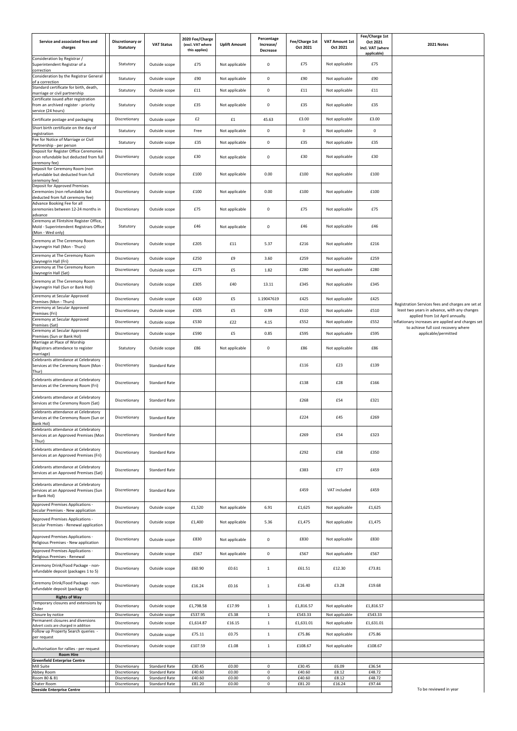| Service and associated fees and charges | Discretionary or Statutory | VAT Status | 2020 Fee/Charge (excl. VAT where this applies) | Uplift Amount | Percentage Increase/ Decrease | Fee/Charge 1st Oct 2021 | VAT Amount 1st Oct 2021 | Fee/Charge 1st Oct 2021 incl. VAT (where applicable) | 2021 Notes |
|---|---|---|---|---|---|---|---|---|---|
| Consideration by Registrar / Superintendent Registrar of a correction | Statutory | Outside scope | £75 | Not applicable | 0 | £75 | Not applicable | £75 | |
| Consideration by the Registrar General of a correction | Statutory | Outside scope | £90 | Not applicable | 0 | £90 | Not applicable | £90 | |
| Standard certificate for birth, death, marriage or civil partnership | Statutory | Outside scope | £11 | Not applicable | 0 | £11 | Not applicable | £11 | |
| Certificate issued after registration from an archived register - priority service (24 hours) | Statutory | Outside scope | £35 | Not applicable | 0 | £35 | Not applicable | £35 | |
| Certificate postage and packaging | Discretionary | Outside scope | £2 | £1 | 45.63 | £3.00 | Not applicable | £3.00 | |
| Short birth certificate on the day of registration | Statutory | Outside scope | Free | Not applicable | 0 | 0 | Not applicable | 0 | |
| Fee for Notice of Marriage or Civil Partnership - per person | Statutory | Outside scope | £35 | Not applicable | 0 | £35 | Not applicable | £35 | |
| Deposit for Register Office Ceremonies (non refundable but deducted from full ceremony fee) | Discretionary | Outside scope | £30 | Not applicable | 0 | £30 | Not applicable | £30 | |
| Deposit for Ceremony Room (non refundable but deducted from full ceremony fee) | Discretionary | Outside scope | £100 | Not applicable | 0.00 | £100 | Not applicable | £100 | |
| Deposit for Approved Premises Ceremonies (non refundable but deducted from full ceremony fee) | Discretionary | Outside scope | £100 | Not applicable | 0.00 | £100 | Not applicable | £100 | |
| Advance Booking Fee for all ceremonies between 12-24 months in advance | Discretionary | Outside scope | £75 | Not applicable | 0 | £75 | Not applicable | £75 | |
| Ceremony at Flintshire Register Office, Mold - Superintendent Registrars Office (Mon - Wed only) | Statutory | Outside scope | £46 | Not applicable | 0 | £46 | Not applicable | £46 | |
| Ceremony at The Ceremony Room Llwynegrin Hall (Mon - Thurs) | Discretionary | Outside scope | £205 | £11 | 5.37 | £216 | Not applicable | £216 | |
| Ceremony at The Ceremony Room Llwynegrin Hall (Fri) | Discretionary | Outside scope | £250 | £9 | 3.60 | £259 | Not applicable | £259 | |
| Ceremony at The Ceremony Room Llwynegrin Hall (Sat) | Discretionary | Outside scope | £275 | £5 | 1.82 | £280 | Not applicable | £280 | |
| Ceremony at The Ceremony Room Llwynegrin Hall (Sun or Bank Hol) | Discretionary | Outside scope | £305 | £40 | 13.11 | £345 | Not applicable | £345 | |
| Ceremony at Secular Approved Premises (Mon - Thurs) | Discretionary | Outside scope | £420 | £5 | 1.19047619 | £425 | Not applicable | £425 | Registration Services fees and charges are set at least two years in advance, with any changes applied from 1st April annually. Inflationary increases are applied and charges set to achieve full cost recovery where applicable/permitted |
| Ceremony at Secular Approved Premises (Fri) | Discretionary | Outside scope | £505 | £5 | 0.99 | £510 | Not applicable | £510 | |
| Ceremony at Secular Approved Premises (Sat) | Discretionary | Outside scope | £530 | £22 | 4.15 | £552 | Not applicable | £552 | |
| Ceremony at Secular Approved Premises (Sun or Bank Hol) | Discretionary | Outside scope | £590 | £5 | 0.85 | £595 | Not applicable | £595 | |
| Marriage at Place of Worship (Registrars attendance to register marriage) | Statutory | Outside scope | £86 | Not applicable | 0 | £86 | Not applicable | £86 | |
| Celebrants attendance at Celebratory Services at the Ceremony Room (Mon - Thur) | Discretionary | Standard Rate | | | | £116 | £23 | £139 | |
| Celebrants attendance at Celebratory Services at the Ceremony Room (Fri) | Discretionary | Standard Rate | | | | £138 | £28 | £166 | |
| Celebrants attendance at Celebratory Services at the Ceremony Room (Sat) | Discretionary | Standard Rate | | | | £268 | £54 | £321 | |
| Celebrants attendance at Celebratory Services at the Ceremony Room (Sun or Bank Hol) | Discretionary | Standard Rate | | | | £224 | £45 | £269 | |
| Celebrants attendance at Celebratory Services at an Approved Premises (Mon - Thur) | Discretionary | Standard Rate | | | | £269 | £54 | £323 | |
| Celebrants attendance at Celebratory Services at an Approved Premises (Fri) | Discretionary | Standard Rate | | | | £292 | £58 | £350 | |
| Celebrants attendance at Celebratory Services at an Approved Premises (Sat) | Discretionary | Standard Rate | | | | £383 | £77 | £459 | |
| Celebrants attendance at Celebratory Services at an Approved Premises (Sun or Bank Hol) | Discretionary | Standard Rate | | | | £459 | VAT included | £459 | |
| Approved Premises Applications - Secular Premises - New application | Discretionary | Outside scope | £1,520 | Not applicable | 6.91 | £1,625 | Not applicable | £1,625 | |
| Approved Premises Applications - Secular Premises - Renewal application | Discretionary | Outside scope | £1,400 | Not applicable | 5.36 | £1,475 | Not applicable | £1,475 | |
| Approved Premises Applications - Religious Premises - New application | Discretionary | Outside scope | £830 | Not applicable | 0 | £830 | Not applicable | £830 | |
| Approved Premises Applications - Religious Premises - Renewal | Discretionary | Outside scope | £567 | Not applicable | 0 | £567 | Not applicable | £567 | |
| Ceremony Drink/Food Package - non-refundable deposit (packages 1 to 5) | Discretionary | Outside scope | £60.90 | £0.61 | 1 | £61.51 | £12.30 | £73.81 | |
| Ceremony Drink/Food Package - non-refundable deposit (package 6) | Discretionary | Outside scope | £16.24 | £0.16 | 1 | £16.40 | £3.28 | £19.68 | |
| **Rights of Way** | | | | | | | | | |
| Temporary closures and extensions by Order | Discretionary | Outside scope | £1,798.58 | £17.99 | 1 | £1,816.57 | Not applicable | £1,816.57 | |
| Closure by notice | Discretionary | Outside scope | £537.95 | £5.38 | 1 | £543.33 | Not applicable | £543.33 | |
| Permanent closures and diversions Advert costs are charged in addition | Discretionary | Outside scope | £1,614.87 | £16.15 | 1 | £1,631.01 | Not applicable | £1,631.01 | |
| Follow up Property Search queries - per request | Discretionary | Outside scope | £75.11 | £0.75 | 1 | £75.86 | Not applicable | £75.86 | |
| Authorisation for rallies - per request | Discretionary | Outside scope | £107.59 | £1.08 | 1 | £108.67 | Not applicable | £108.67 | |
| **Room Hire** | | | | | | | | | |
| **Greenfield Enterprise Centre** | | | | | | | | | |
| Mill Suite | Discretionary | Standard Rate | £30.45 | £0.00 | 0 | £30.45 | £6.09 | £36.54 | To be reviewed in year |
| Abbey Room | Discretionary | Standard Rate | £40.60 | £0.00 | 0 | £40.60 | £8.12 | £48.72 | |
| Room 80 & 81 | Discretionary | Standard Rate | £40.60 | £0.00 | 0 | £40.60 | £8.12 | £48.72 | |
| Chater Room | Discretionary | Standard Rate | £81.20 | £0.00 | 0 | £81.20 | £16.24 | £97.44 | |
| **Deeside Enterprise Centre** | | | | | | | | | |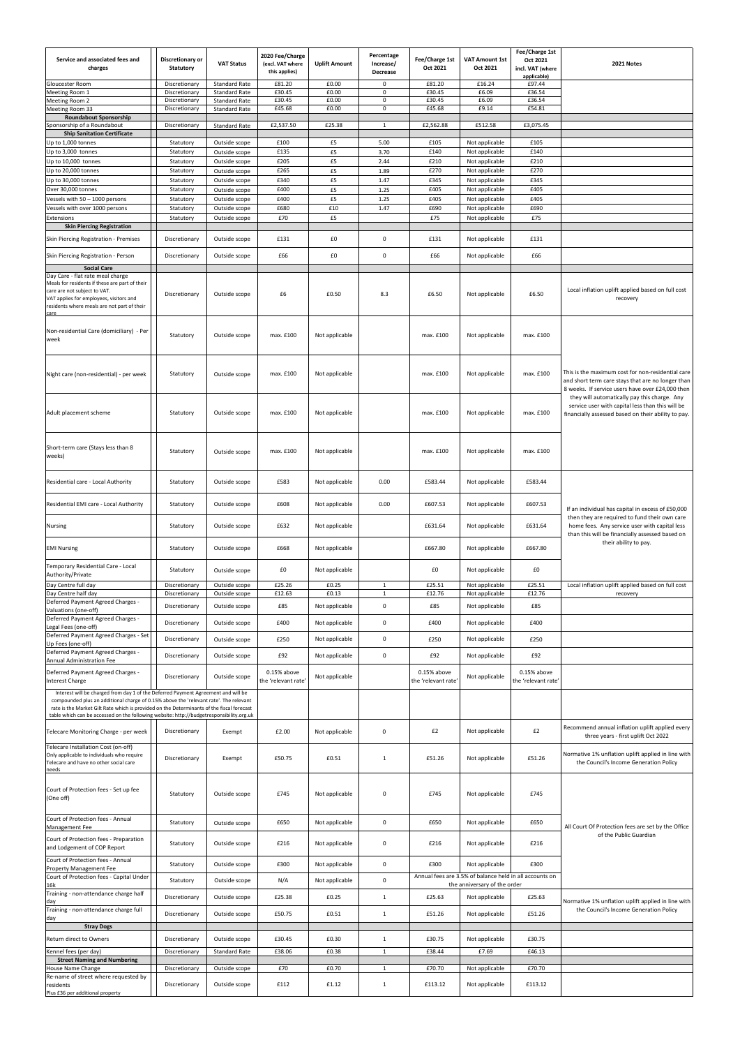| Service and associated fees and charges | Discretionary or Statutory | VAT Status | 2020 Fee/Charge (excl. VAT where this applies) | Uplift Amount | Percentage Increase/ Decrease | Fee/Charge 1st Oct 2021 | VAT Amount 1st Oct 2021 | Fee/Charge 1st Oct 2021 incl. VAT (where applicable) | 2021 Notes |
|---|---|---|---|---|---|---|---|---|---|
| Gloucester Room | Discretionary | Standard Rate | £81.20 | £0.00 | 0 | £81.20 | £16.24 | £97.44 | |
| Meeting Room 1 | Discretionary | Standard Rate | £30.45 | £0.00 | 0 | £30.45 | £6.09 | £36.54 | |
| Meeting Room 2 | Discretionary | Standard Rate | £30.45 | £0.00 | 0 | £30.45 | £6.09 | £36.54 | |
| Meeting Room 33 | Discretionary | Standard Rate | £45.68 | £0.00 | 0 | £45.68 | £9.14 | £54.81 | |
| **Roundabout Sponsorship** | | | | | | | | | |
| Sponsorship of a Roundabout | Discretionary | Standard Rate | £2,537.50 | £25.38 | 1 | £2,562.88 | £512.58 | £3,075.45 | |
| **Ship Sanitation Certificate** | | | | | | | | | |
| Up to 1,000 tonnes | Statutory | Outside scope | £100 | £5 | 5.00 | £105 | Not applicable | £105 | |
| Up to 3,000 tonnes | Statutory | Outside scope | £135 | £5 | 3.70 | £140 | Not applicable | £140 | |
| Up to 10,000 tonnes | Statutory | Outside scope | £205 | £5 | 2.44 | £210 | Not applicable | £210 | |
| Up to 20,000 tonnes | Statutory | Outside scope | £265 | £5 | 1.89 | £270 | Not applicable | £270 | |
| Up to 30,000 tonnes | Statutory | Outside scope | £340 | £5 | 1.47 | £345 | Not applicable | £345 | |
| Over 30,000 tonnes | Statutory | Outside scope | £400 | £5 | 1.25 | £405 | Not applicable | £405 | |
| Vessels with 50 – 1000 persons | Statutory | Outside scope | £400 | £5 | 1.25 | £405 | Not applicable | £405 | |
| Vessels with over 1000 persons | Statutory | Outside scope | £680 | £10 | 1.47 | £690 | Not applicable | £690 | |
| Extensions | Statutory | Outside scope | £70 | £5 | | £75 | Not applicable | £75 | |
| **Skin Piercing Registration** | | | | | | | | | |
| Skin Piercing Registration - Premises | Discretionary | Outside scope | £131 | £0 | 0 | £131 | Not applicable | £131 | |
| Skin Piercing Registration - Person | Discretionary | Outside scope | £66 | £0 | 0 | £66 | Not applicable | £66 | |
| **Social Care** | | | | | | | | | |
| Day Care - flat rate meal charge Meals for residents if these are part of their care are not subject to VAT. VAT applies for employees, visitors and residents where meals are not part of their care | Discretionary | Outside scope | £6 | £0.50 | 8.3 | £6.50 | Not applicable | £6.50 | Local inflation uplift applied based on full cost recovery |
| Non-residential Care (domiciliary) - Per week | Statutory | Outside scope | max. £100 | Not applicable | | max. £100 | Not applicable | max. £100 | This is the maximum cost for non-residential care and short term care stays that are no longer than 8 weeks. If service users have over £24,000 then they will automatically pay this charge. Any service user with capital less than this will be financially assessed based on their ability to pay. |
| Night care (non-residential) - per week | Statutory | Outside scope | max. £100 | Not applicable | | max. £100 | Not applicable | max. £100 | |
| Adult placement scheme | Statutory | Outside scope | max. £100 | Not applicable | | max. £100 | Not applicable | max. £100 | |
| Short-term care (Stays less than 8 weeks) | Statutory | Outside scope | max. £100 | Not applicable | | max. £100 | Not applicable | max. £100 | |
| Residential care - Local Authority | Statutory | Outside scope | £583 | Not applicable | 0.00 | £583.44 | Not applicable | £583.44 | If an individual has capital in excess of £50,000 then they are required to fund their own care home fees. Any service user with capital less than this will be financially assessed based on their ability to pay. |
| Residential EMI care - Local Authority | Statutory | Outside scope | £608 | Not applicable | 0.00 | £607.53 | Not applicable | £607.53 | |
| Nursing | Statutory | Outside scope | £632 | Not applicable | | £631.64 | Not applicable | £631.64 | |
| EMI Nursing | Statutory | Outside scope | £668 | Not applicable | | £667.80 | Not applicable | £667.80 | |
| Temporary Residential Care - Local Authority/Private | Statutory | Outside scope | £0 | Not applicable | | £0 | Not applicable | £0 | |
| Day Centre full day | Discretionary | Outside scope | £25.26 | £0.25 | 1 | £25.51 | Not applicable | £25.51 | Local inflation uplift applied based on full cost recovery |
| Day Centre half day | Discretionary | Outside scope | £12.63 | £0.13 | 1 | £12.76 | Not applicable | £12.76 | |
| Deferred Payment Agreed Charges - Valuations (one-off) | Discretionary | Outside scope | £85 | Not applicable | 0 | £85 | Not applicable | £85 | |
| Deferred Payment Agreed Charges - Legal Fees (one-off) | Discretionary | Outside scope | £400 | Not applicable | 0 | £400 | Not applicable | £400 | |
| Deferred Payment Agreed Charges - Set Up Fees (one-off) | Discretionary | Outside scope | £250 | Not applicable | 0 | £250 | Not applicable | £250 | |
| Deferred Payment Agreed Charges - Annual Administration Fee | Discretionary | Outside scope | £92 | Not applicable | 0 | £92 | Not applicable | £92 | |
| Deferred Payment Agreed Charges - Interest Charge | Discretionary | Outside scope | 0.15% above the 'relevant rate' | Not applicable | | 0.15% above the 'relevant rate' | Not applicable | 0.15% above the 'relevant rate' | |
| Interest will be charged from day 1 of the Deferred Payment Agreement and will be compounded plus an additional charge of 0.15% above the 'relevant rate'. The relevant rate is the Market Gilt Rate which is provided on the Determinants of the fiscal forecast table which can be accessed on the following website: http://budgetresponsibility.org.uk | | | | | | | | | |
| Telecare Monitoring Charge - per week | Discretionary | Exempt | £2.00 | Not applicable | 0 | £2 | Not applicable | £2 | Recommend annual inflation uplift applied every three years - first uplift Oct 2022 |
| Telecare Installation Cost (on-off) Only applicable to individuals who require Telecare and have no other social care needs | Discretionary | Exempt | £50.75 | £0.51 | 1 | £51.26 | Not applicable | £51.26 | Normative 1% unflation uplift applied in line with the Council's Income Generation Policy |
| Court of Protection fees - Set up fee (One off) | Statutory | Outside scope | £745 | Not applicable | 0 | £745 | Not applicable | £745 | All Court Of Protection fees are set by the Office of the Public Guardian |
| Court of Protection fees - Annual Management Fee | Statutory | Outside scope | £650 | Not applicable | 0 | £650 | Not applicable | £650 | |
| Court of Protection fees - Preparation and Lodgement of COP Report | Statutory | Outside scope | £216 | Not applicable | 0 | £216 | Not applicable | £216 | |
| Court of Protection fees - Annual Property Management Fee | Statutory | Outside scope | £300 | Not applicable | 0 | £300 | Not applicable | £300 | |
| Court of Protection fees - Capital Under 16k | Statutory | Outside scope | N/A | Not applicable | 0 | Annual fees are 3.5% of balance held in all accounts on the anniversary of the order | | | |
| Training - non-attendance charge half day | Discretionary | Outside scope | £25.38 | £0.25 | 1 | £25.63 | Not applicable | £25.63 | Normative 1% unflation uplift applied in line with the Council's Income Generation Policy |
| Training - non-attendance charge full day | Discretionary | Outside scope | £50.75 | £0.51 | 1 | £51.26 | Not applicable | £51.26 | |
| **Stray Dogs** | | | | | | | | | |
| Return direct to Owners | Discretionary | Outside scope | £30.45 | £0.30 | 1 | £30.75 | Not applicable | £30.75 | |
| Kennel fees (per day) | Discretionary | Standard Rate | £38.06 | £0.38 | 1 | £38.44 | £7.69 | £46.13 | |
| **Street Naming and Numbering** | | | | | | | | | |
| House Name Change | Discretionary | Outside scope | £70 | £0.70 | 1 | £70.70 | Not applicable | £70.70 | |
| Re-name of street where requested by residents Plus £36 per additional property | Discretionary | Outside scope | £112 | £1.12 | 1 | £113.12 | Not applicable | £113.12 | |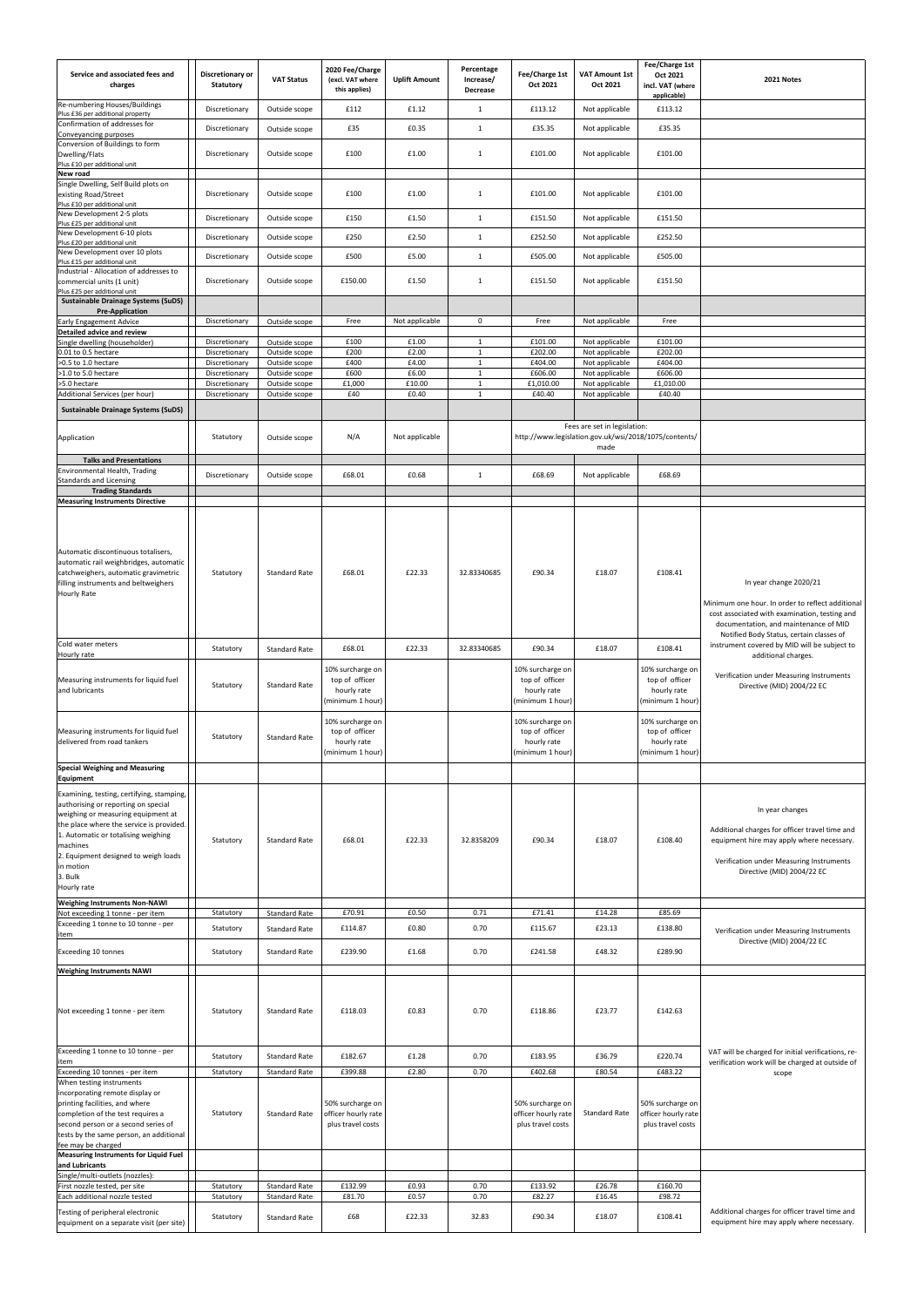| Service and associated fees and charges | Discretionary or Statutory | VAT Status | 2020 Fee/Charge (excl. VAT where this applies) | Uplift Amount | Percentage Increase/ Decrease | Fee/Charge 1st Oct 2021 | VAT Amount 1st Oct 2021 | Fee/Charge 1st Oct 2021 incl. VAT (where applicable) | 2021 Notes |
|---|---|---|---|---|---|---|---|---|---|
| Re-numbering Houses/Buildings Plus £36 per additional property | Discretionary | Outside scope | £112 | £1.12 | 1 | £113.12 | Not applicable | £113.12 | |
| Confirmation of addresses for Conveyancing purposes | Discretionary | Outside scope | £35 | £0.35 | 1 | £35.35 | Not applicable | £35.35 | |
| Conversion of Buildings to form Dwelling/Flats Plus £10 per additional unit | Discretionary | Outside scope | £100 | £1.00 | 1 | £101.00 | Not applicable | £101.00 | |
| **New road** | | | | | | | | | |
| Single Dwelling, Self Build plots on existing Road/Street Plus £10 per additional unit | Discretionary | Outside scope | £100 | £1.00 | 1 | £101.00 | Not applicable | £101.00 | |
| New Development 2-5 plots Plus £25 per additional unit | Discretionary | Outside scope | £150 | £1.50 | 1 | £151.50 | Not applicable | £151.50 | |
| New Development 6-10 plots Plus £20 per additional unit | Discretionary | Outside scope | £250 | £2.50 | 1 | £252.50 | Not applicable | £252.50 | |
| New Development over 10 plots Plus £15 per additional unit | Discretionary | Outside scope | £500 | £5.00 | 1 | £505.00 | Not applicable | £505.00 | |
| Industrial - Allocation of addresses to commercial units (1 unit) Plus £25 per additional unit | Discretionary | Outside scope | £150.00 | £1.50 | 1 | £151.50 | Not applicable | £151.50 | |
| **Sustainable Drainage Systems (SuDS) Pre-Application** | | | | | | | | | |
| Early Engagement Advice | Discretionary | Outside scope | Free | Not applicable | 0 | Free | Not applicable | Free | |
| **Detailed advice and review** | | | | | | | | | |
| Single dwelling (householder) | Discretionary | Outside scope | £100 | £1.00 | 1 | £101.00 | Not applicable | £101.00 | |
| 0.01 to 0.5 hectare | Discretionary | Outside scope | £200 | £2.00 | 1 | £202.00 | Not applicable | £202.00 | |
| >0.5 to 1.0 hectare | Discretionary | Outside scope | £400 | £4.00 | 1 | £404.00 | Not applicable | £404.00 | |
| >1.0 to 5.0 hectare | Discretionary | Outside scope | £600 | £6.00 | 1 | £606.00 | Not applicable | £606.00 | |
| >5.0 hectare | Discretionary | Outside scope | £1,000 | £10.00 | 1 | £1,010.00 | Not applicable | £1,010.00 | |
| Additional Services (per hour) | Discretionary | Outside scope | £40 | £0.40 | 1 | £40.40 | Not applicable | £40.40 | |
| **Sustainable Drainage Systems (SuDS)** | | | | | | | | | |
| Application | Statutory | Outside scope | N/A | Not applicable | | Fees are set in legislation: http://www.legislation.gov.uk/wsi/2018/1075/contents/made | | | |
| **Talks and Presentations** | | | | | | | | | |
| Environmental Health, Trading Standards and Licensing | Discretionary | Outside scope | £68.01 | £0.68 | 1 | £68.69 | Not applicable | £68.69 | |
| **Trading Standards** | | | | | | | | | |
| **Measuring Instruments Directive** | | | | | | | | | |
| Automatic discontinuous totalisers, automatic rail weighbridges, automatic catchweighers, automatic gravimetric filling instruments and beltweighers Hourly Rate | Statutory | Standard Rate | £68.01 | £22.33 | 32.83340685 | £90.34 | £18.07 | £108.41 | In year change 2020/21 Minimum one hour. In order to reflect additional cost associated with examination, testing and documentation, and maintenance of MID Notified Body Status, certain classes of instrument covered by MID will be subject to additional charges. Verification under Measuring Instruments Directive (MID) 2004/22 EC |
| Cold water meters Hourly rate | Statutory | Standard Rate | £68.01 | £22.33 | 32.83340685 | £90.34 | £18.07 | £108.41 | |
| Measuring instruments for liquid fuel and lubricants | Statutory | Standard Rate | 10% surcharge on top of officer hourly rate (minimum 1 hour) | | | 10% surcharge on top of officer hourly rate (minimum 1 hour) | | 10% surcharge on top of officer hourly rate (minimum 1 hour) | |
| Measuring instruments for liquid fuel delivered from road tankers | Statutory | Standard Rate | 10% surcharge on top of officer hourly rate (minimum 1 hour) | | | 10% surcharge on top of officer hourly rate (minimum 1 hour) | | 10% surcharge on top of officer hourly rate (minimum 1 hour) | |
| **Special Weighing and Measuring Equipment** | | | | | | | | | |
| Examining, testing, certifying, stamping, authorising or reporting on special weighing or measuring equipment at the place where the service is provided. 1. Automatic or totalising weighing machines 2. Equipment designed to weigh loads in motion 3. Bulk Hourly rate | Statutory | Standard Rate | £68.01 | £22.33 | 32.8358209 | £90.34 | £18.07 | £108.40 | In year changes Additional charges for officer travel time and equipment hire may apply where necessary. Verification under Measuring Instruments Directive (MID) 2004/22 EC |
| **Weighing Instruments Non-NAWI** | | | | | | | | | |
| Not exceeding 1 tonne - per item | Statutory | Standard Rate | £70.91 | £0.50 | 0.71 | £71.41 | £14.28 | £85.69 | Verification under Measuring Instruments Directive (MID) 2004/22 EC |
| Exceeding 1 tonne to 10 tonne - per item | Statutory | Standard Rate | £114.87 | £0.80 | 0.70 | £115.67 | £23.13 | £138.80 | |
| Exceeding 10 tonnes | Statutory | Standard Rate | £239.90 | £1.68 | 0.70 | £241.58 | £48.32 | £289.90 | |
| **Weighing Instruments NAWI** | | | | | | | | | |
| Not exceeding 1 tonne - per item | Statutory | Standard Rate | £118.03 | £0.83 | 0.70 | £118.86 | £23.77 | £142.63 | VAT will be charged for initial verifications, re-verification work will be charged at outside of scope |
| Exceeding 1 tonne to 10 tonne - per item | Statutory | Standard Rate | £182.67 | £1.28 | 0.70 | £183.95 | £36.79 | £220.74 | |
| Exceeding 10 tonnes - per item | Statutory | Standard Rate | £399.88 | £2.80 | 0.70 | £402.68 | £80.54 | £483.22 | |
| When testing instruments incorporating remote display or printing facilities, and where completion of the test requires a second person or a second series of tests by the same person, an additional fee may be charged | Statutory | Standard Rate | 50% surcharge on officer hourly rate plus travel costs | | | 50% surcharge on officer hourly rate plus travel costs | Standard Rate | 50% surcharge on officer hourly rate plus travel costs | |
| **Measuring Instruments for Liquid Fuel and Lubricants** | | | | | | | | | |
| Single/multi-outlets (nozzles): | | | | | | | | | |
| First nozzle tested, per site | Statutory | Standard Rate | £132.99 | £0.93 | 0.70 | £133.92 | £26.78 | £160.70 | |
| Each additional nozzle tested | Statutory | Standard Rate | £81.70 | £0.57 | 0.70 | £82.27 | £16.45 | £98.72 | |
| Testing of peripheral electronic equipment on a separate visit (per site) | Statutory | Standard Rate | £68 | £22.33 | 32.83 | £90.34 | £18.07 | £108.41 | Additional charges for officer travel time and equipment hire may apply where necessary. |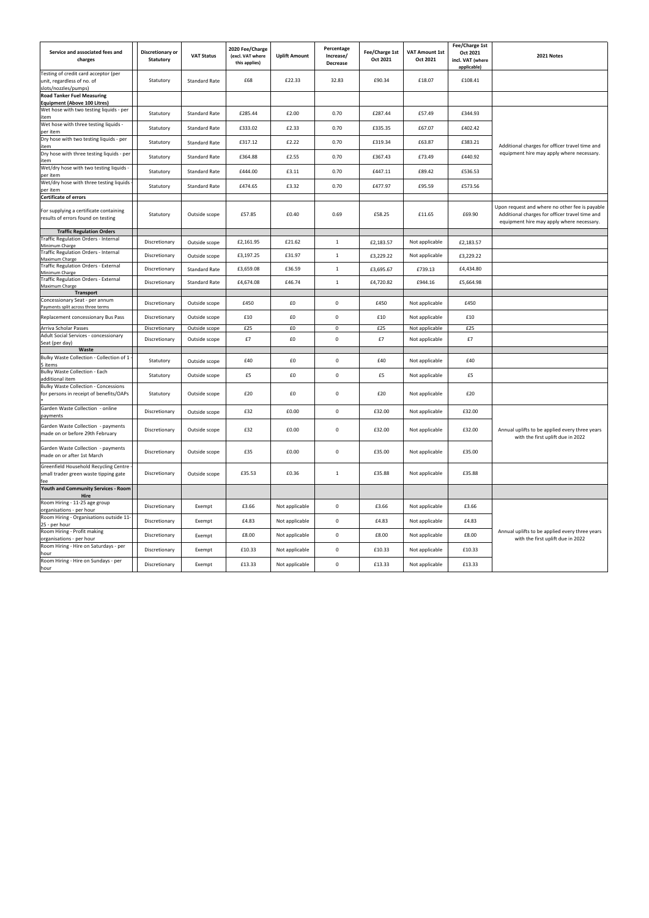| Service and associated fees and charges | Discretionary or Statutory | VAT Status | 2020 Fee/Charge (excl. VAT where this applies) | Uplift Amount | Percentage Increase/ Decrease | Fee/Charge 1st Oct 2021 | VAT Amount 1st Oct 2021 | Fee/Charge 1st Oct 2021 incl. VAT (where applicable) | 2021 Notes |
|---|---|---|---|---|---|---|---|---|---|
| Testing of credit card acceptor (per unit, regardless of no. of slots/nozzles/pumps) | Statutory | Standard Rate | £68 | £22.33 | 32.83 | £90.34 | £18.07 | £108.41 | |
| **Road Tanker Fuel Measuring Equipment (Above 100 Litres)** | | | | | | | | | |
| Wet hose with two testing liquids - per item | Statutory | Standard Rate | £285.44 | £2.00 | 0.70 | £287.44 | £57.49 | £344.93 | Additional charges for officer travel time and equipment hire may apply where necessary. |
| Wet hose with three testing liquids - per item | Statutory | Standard Rate | £333.02 | £2.33 | 0.70 | £335.35 | £67.07 | £402.42 | |
| Dry hose with two testing liquids - per item | Statutory | Standard Rate | £317.12 | £2.22 | 0.70 | £319.34 | £63.87 | £383.21 | |
| Dry hose with three testing liquids - per item | Statutory | Standard Rate | £364.88 | £2.55 | 0.70 | £367.43 | £73.49 | £440.92 | |
| Wet/dry hose with two testing liquids - per item | Statutory | Standard Rate | £444.00 | £3.11 | 0.70 | £447.11 | £89.42 | £536.53 | |
| Wet/dry hose with three testing liquids - per item | Statutory | Standard Rate | £474.65 | £3.32 | 0.70 | £477.97 | £95.59 | £573.56 | |
| **Certificate of errors** | | | | | | | | | |
| For supplying a certificate containing results of errors found on testing | Statutory | Outside scope | £57.85 | £0.40 | 0.69 | £58.25 | £11.65 | £69.90 | Upon request and where no other fee is payable Additional charges for officer travel time and equipment hire may apply where necessary. |
| **Traffic Regulation Orders** | | | | | | | | | |
| Traffic Regulation Orders - Internal Minimum Charge | Discretionary | Outside scope | £2,161.95 | £21.62 | 1 | £2,183.57 | Not applicable | £2,183.57 | |
| Traffic Regulation Orders - Internal Maximum Charge | Discretionary | Outside scope | £3,197.25 | £31.97 | 1 | £3,229.22 | Not applicable | £3,229.22 | |
| Traffic Regulation Orders - External Minimum Charge | Discretionary | Standard Rate | £3,659.08 | £36.59 | 1 | £3,695.67 | £739.13 | £4,434.80 | |
| Traffic Regulation Orders - External Maximum Charge | Discretionary | Standard Rate | £4,674.08 | £46.74 | 1 | £4,720.82 | £944.16 | £5,664.98 | |
| **Transport** | | | | | | | | | |
| Concessionary Seat - per annum Payments split across three terms | Discretionary | Outside scope | £450 | £0 | 0 | £450 | Not applicable | £450 | |
| Replacement concessionary Bus Pass | Discretionary | Outside scope | £10 | £0 | 0 | £10 | Not applicable | £10 | |
| Arriva Scholar Passes | Discretionary | Outside scope | £25 | £0 | 0 | £25 | Not applicable | £25 | |
| Adult Social Services - concessionary Seat (per day) | Discretionary | Outside scope | £7 | £0 | 0 | £7 | Not applicable | £7 | |
| **Waste** | | | | | | | | | |
| Bulky Waste Collection - Collection of 1 - 5 items | Statutory | Outside scope | £40 | £0 | 0 | £40 | Not applicable | £40 | |
| Bulky Waste Collection - Each additional item | Statutory | Outside scope | £5 | £0 | 0 | £5 | Not applicable | £5 | |
| Bulky Waste Collection - Concessions for persons in receipt of benefits/OAPs * | Statutory | Outside scope | £20 | £0 | 0 | £20 | Not applicable | £20 | |
| Garden Waste Collection - online payments | Discretionary | Outside scope | £32 | £0.00 | 0 | £32.00 | Not applicable | £32.00 | Annual uplifts to be applied every three years with the first uplift due in 2022 |
| Garden Waste Collection - payments made on or before 29th February | Discretionary | Outside scope | £32 | £0.00 | 0 | £32.00 | Not applicable | £32.00 | |
| Garden Waste Collection - payments made on or after 1st March | Discretionary | Outside scope | £35 | £0.00 | 0 | £35.00 | Not applicable | £35.00 | |
| Greenfield Household Recycling Centre - small trader green waste tipping gate fee | Discretionary | Outside scope | £35.53 | £0.36 | 1 | £35.88 | Not applicable | £35.88 | |
| **Youth and Community Services - Room Hire** | | | | | | | | | |
| Room Hiring - 11-25 age group organisations - per hour | Discretionary | Exempt | £3.66 | Not applicable | 0 | £3.66 | Not applicable | £3.66 | Annual uplifts to be applied every three years with the first uplift due in 2022 |
| Room Hiring - Organisations outside 11-25 - per hour | Discretionary | Exempt | £4.83 | Not applicable | 0 | £4.83 | Not applicable | £4.83 | |
| Room Hiring - Profit making organisations - per hour | Discretionary | Exempt | £8.00 | Not applicable | 0 | £8.00 | Not applicable | £8.00 | |
| Room Hiring - Hire on Saturdays - per hour | Discretionary | Exempt | £10.33 | Not applicable | 0 | £10.33 | Not applicable | £10.33 | |
| Room Hiring - Hire on Sundays - per hour | Discretionary | Exempt | £13.33 | Not applicable | 0 | £13.33 | Not applicable | £13.33 | |